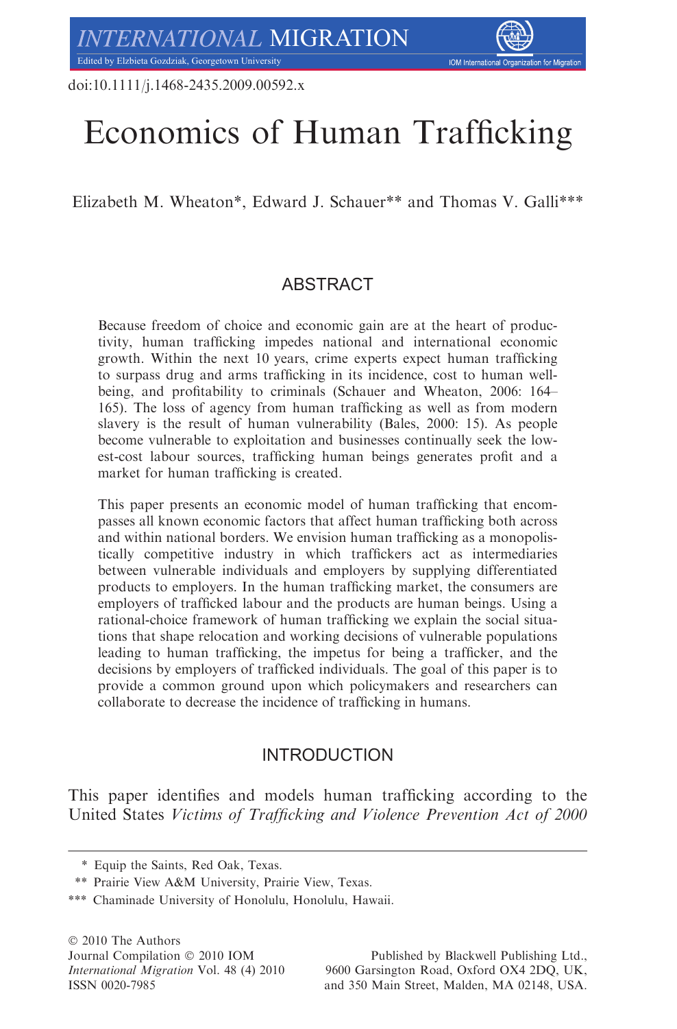doi:10.1111/j.1468-2435.2009.00592.x

# Economics of Human Trafficking

Elizabeth M. Wheaton*, Edward J. Schauer** and Thomas V. Galli***

## ABSTRACT

Because freedom of choice and economic gain are at the heart of productivity, human trafficking impedes national and international economic growth. Within the next 10 years, crime experts expect human trafficking to surpass drug and arms trafficking in its incidence, cost to human well-being, and profitability to criminals (Schauer and Wheaton, 2006: 164–165). The loss of agency from human trafficking as well as from modern slavery is the result of human vulnerability (Bales, 2000: 15). As people become vulnerable to exploitation and businesses continually seek the lowest-cost labour sources, trafficking human beings generates profit and a market for human trafficking is created.

This paper presents an economic model of human trafficking that encompasses all known economic factors that affect human trafficking both across and within national borders. We envision human trafficking as a monopolistically competitive industry in which traffickers act as intermediaries between vulnerable individuals and employers by supplying differentiated products to employers. In the human trafficking market, the consumers are employers of trafficked labour and the products are human beings. Using a rational-choice framework of human trafficking we explain the social situations that shape relocation and working decisions of vulnerable populations leading to human trafficking, the impetus for being a trafficker, and the decisions by employers of trafficked individuals. The goal of this paper is to provide a common ground upon which policymakers and researchers can collaborate to decrease the incidence of trafficking in humans.

## INTRODUCTION

This paper identifies and models human trafficking according to the United States *Victims of Trafficking and Violence Prevention Act of 2000*

\* Equip the Saints, Red Oak, Texas.

\*\* Prairie View A&M University, Prairie View, Texas.

\*\*\* Chaminade University of Honolulu, Honolulu, Hawaii.

© 2010 The Authors
Journal Compilation © 2010 IOM
*International Migration* Vol. 48 (4) 2010
ISSN 0020-7985

Published by Blackwell Publishing Ltd., 9600 Garsington Road, Oxford OX4 2DQ, UK, and 350 Main Street, Malden, MA 02148, USA.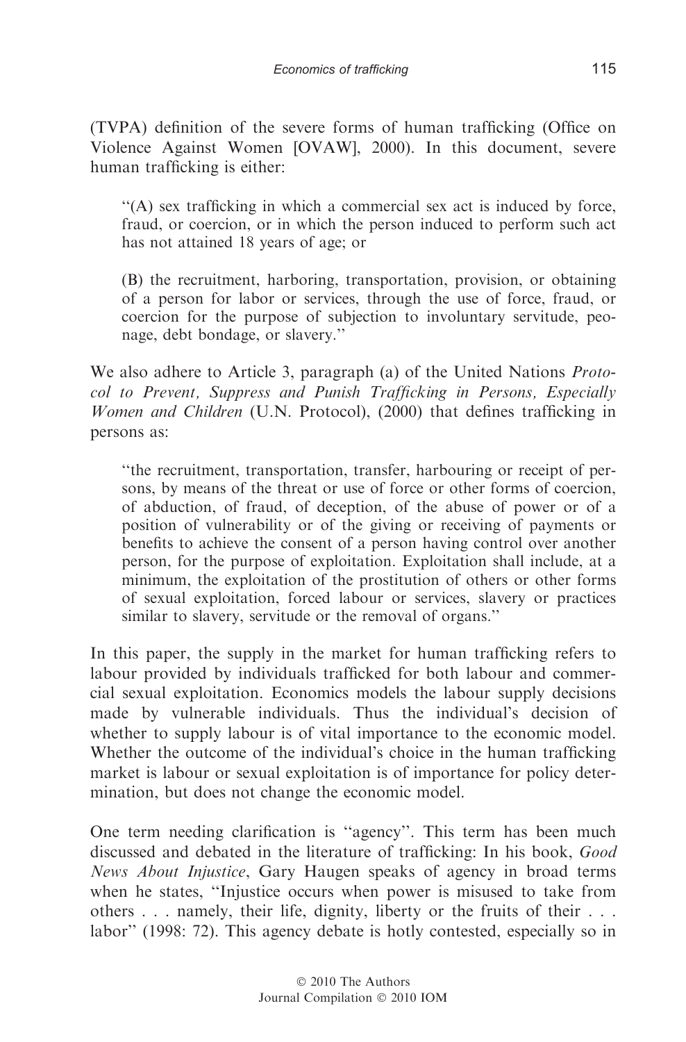(TVPA) definition of the severe forms of human trafficking (Office on Violence Against Women [OVAW], 2000). In this document, severe human trafficking is either:

> "(A) sex trafficking in which a commercial sex act is induced by force, fraud, or coercion, or in which the person induced to perform such act has not attained 18 years of age; or
>
> (B) the recruitment, harboring, transportation, provision, or obtaining of a person for labor or services, through the use of force, fraud, or coercion for the purpose of subjection to involuntary servitude, peonage, debt bondage, or slavery."

We also adhere to Article 3, paragraph (a) of the United Nations *Protocol to Prevent, Suppress and Punish Trafficking in Persons, Especially Women and Children* (U.N. Protocol), (2000) that defines trafficking in persons as:

> "the recruitment, transportation, transfer, harbouring or receipt of persons, by means of the threat or use of force or other forms of coercion, of abduction, of fraud, of deception, of the abuse of power or of a position of vulnerability or of the giving or receiving of payments or benefits to achieve the consent of a person having control over another person, for the purpose of exploitation. Exploitation shall include, at a minimum, the exploitation of the prostitution of others or other forms of sexual exploitation, forced labour or services, slavery or practices similar to slavery, servitude or the removal of organs."

In this paper, the supply in the market for human trafficking refers to labour provided by individuals trafficked for both labour and commercial sexual exploitation. Economics models the labour supply decisions made by vulnerable individuals. Thus the individual's decision of whether to supply labour is of vital importance to the economic model. Whether the outcome of the individual's choice in the human trafficking market is labour or sexual exploitation is of importance for policy determination, but does not change the economic model.

One term needing clarification is "agency". This term has been much discussed and debated in the literature of trafficking: In his book, *Good News About Injustice*, Gary Haugen speaks of agency in broad terms when he states, "Injustice occurs when power is misused to take from others . . . namely, their life, dignity, liberty or the fruits of their . . . labor" (1998: 72). This agency debate is hotly contested, especially so in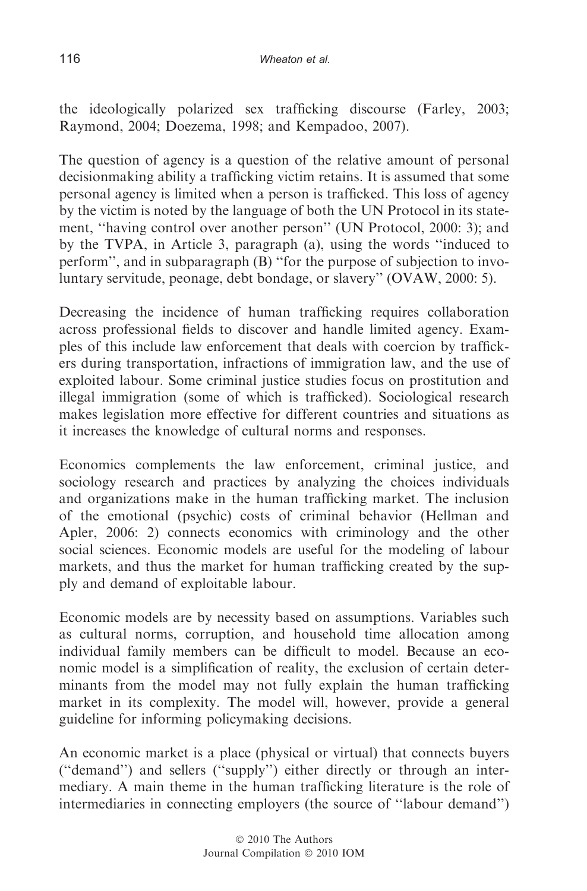the ideologically polarized sex trafficking discourse (Farley, 2003; Raymond, 2004; Doezema, 1998; and Kempadoo, 2007).

The question of agency is a question of the relative amount of personal decisionmaking ability a trafficking victim retains. It is assumed that some personal agency is limited when a person is trafficked. This loss of agency by the victim is noted by the language of both the UN Protocol in its statement, ''having control over another person'' (UN Protocol, 2000: 3); and by the TVPA, in Article 3, paragraph (a), using the words ''induced to perform'', and in subparagraph (B) ''for the purpose of subjection to involuntary servitude, peonage, debt bondage, or slavery'' (OVAW, 2000: 5).

Decreasing the incidence of human trafficking requires collaboration across professional fields to discover and handle limited agency. Examples of this include law enforcement that deals with coercion by traffickers during transportation, infractions of immigration law, and the use of exploited labour. Some criminal justice studies focus on prostitution and illegal immigration (some of which is trafficked). Sociological research makes legislation more effective for different countries and situations as it increases the knowledge of cultural norms and responses.

Economics complements the law enforcement, criminal justice, and sociology research and practices by analyzing the choices individuals and organizations make in the human trafficking market. The inclusion of the emotional (psychic) costs of criminal behavior (Hellman and Apler, 2006: 2) connects economics with criminology and the other social sciences. Economic models are useful for the modeling of labour markets, and thus the market for human trafficking created by the supply and demand of exploitable labour.

Economic models are by necessity based on assumptions. Variables such as cultural norms, corruption, and household time allocation among individual family members can be difficult to model. Because an economic model is a simplification of reality, the exclusion of certain determinants from the model may not fully explain the human trafficking market in its complexity. The model will, however, provide a general guideline for informing policymaking decisions.

An economic market is a place (physical or virtual) that connects buyers (''demand'') and sellers (''supply'') either directly or through an intermediary. A main theme in the human trafficking literature is the role of intermediaries in connecting employers (the source of ''labour demand'')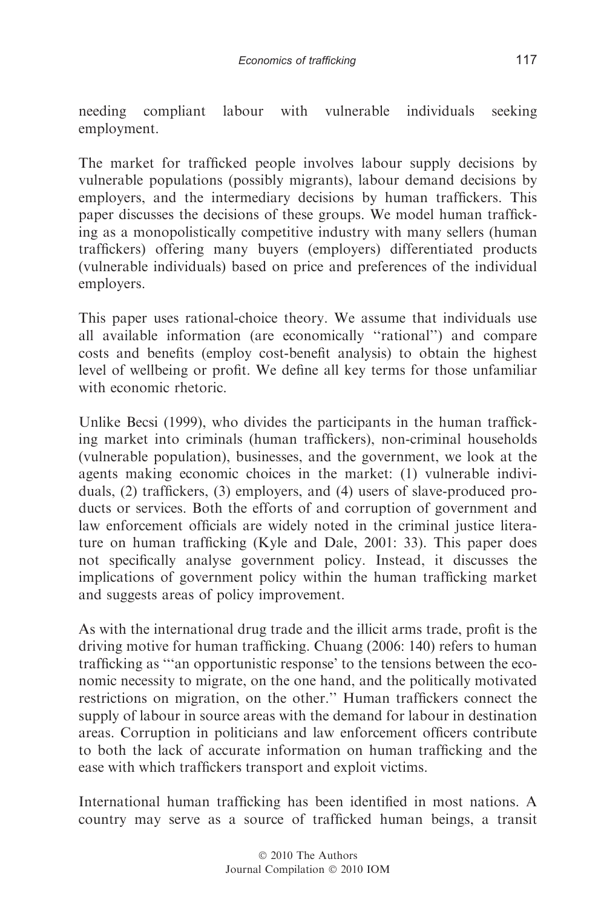needing compliant labour with vulnerable individuals seeking employment.

The market for trafficked people involves labour supply decisions by vulnerable populations (possibly migrants), labour demand decisions by employers, and the intermediary decisions by human traffickers. This paper discusses the decisions of these groups. We model human trafficking as a monopolistically competitive industry with many sellers (human traffickers) offering many buyers (employers) differentiated products (vulnerable individuals) based on price and preferences of the individual employers.

This paper uses rational-choice theory. We assume that individuals use all available information (are economically "rational") and compare costs and benefits (employ cost-benefit analysis) to obtain the highest level of wellbeing or profit. We define all key terms for those unfamiliar with economic rhetoric.

Unlike Becsi (1999), who divides the participants in the human trafficking market into criminals (human traffickers), non-criminal households (vulnerable population), businesses, and the government, we look at the agents making economic choices in the market: (1) vulnerable individuals, (2) traffickers, (3) employers, and (4) users of slave-produced products or services. Both the efforts of and corruption of government and law enforcement officials are widely noted in the criminal justice literature on human trafficking (Kyle and Dale, 2001: 33). This paper does not specifically analyse government policy. Instead, it discusses the implications of government policy within the human trafficking market and suggests areas of policy improvement.

As with the international drug trade and the illicit arms trade, profit is the driving motive for human trafficking. Chuang (2006: 140) refers to human trafficking as "'an opportunistic response' to the tensions between the economic necessity to migrate, on the one hand, and the politically motivated restrictions on migration, on the other." Human traffickers connect the supply of labour in source areas with the demand for labour in destination areas. Corruption in politicians and law enforcement officers contribute to both the lack of accurate information on human trafficking and the ease with which traffickers transport and exploit victims.

International human trafficking has been identified in most nations. A country may serve as a source of trafficked human beings, a transit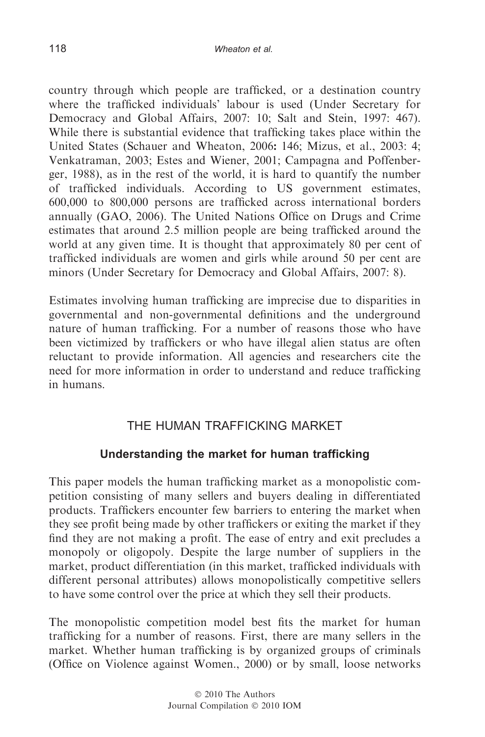country through which people are trafficked, or a destination country where the trafficked individuals' labour is used (Under Secretary for Democracy and Global Affairs, 2007: 10; Salt and Stein, 1997: 467). While there is substantial evidence that trafficking takes place within the United States (Schauer and Wheaton, 2006**:** 146; Mizus, et al., 2003: 4; Venkatraman, 2003; Estes and Wiener, 2001; Campagna and Poffenberger, 1988), as in the rest of the world, it is hard to quantify the number of trafficked individuals. According to US government estimates, 600,000 to 800,000 persons are trafficked across international borders annually (GAO, 2006). The United Nations Office on Drugs and Crime estimates that around 2.5 million people are being trafficked around the world at any given time. It is thought that approximately 80 per cent of trafficked individuals are women and girls while around 50 per cent are minors (Under Secretary for Democracy and Global Affairs, 2007: 8).

Estimates involving human trafficking are imprecise due to disparities in governmental and non-governmental definitions and the underground nature of human trafficking. For a number of reasons those who have been victimized by traffickers or who have illegal alien status are often reluctant to provide information. All agencies and researchers cite the need for more information in order to understand and reduce trafficking in humans.

## THE HUMAN TRAFFICKING MARKET

### Understanding the market for human trafficking

This paper models the human trafficking market as a monopolistic competition consisting of many sellers and buyers dealing in differentiated products. Traffickers encounter few barriers to entering the market when they see profit being made by other traffickers or exiting the market if they find they are not making a profit. The ease of entry and exit precludes a monopoly or oligopoly. Despite the large number of suppliers in the market, product differentiation (in this market, trafficked individuals with different personal attributes) allows monopolistically competitive sellers to have some control over the price at which they sell their products.

The monopolistic competition model best fits the market for human trafficking for a number of reasons. First, there are many sellers in the market. Whether human trafficking is by organized groups of criminals (Office on Violence against Women., 2000) or by small, loose networks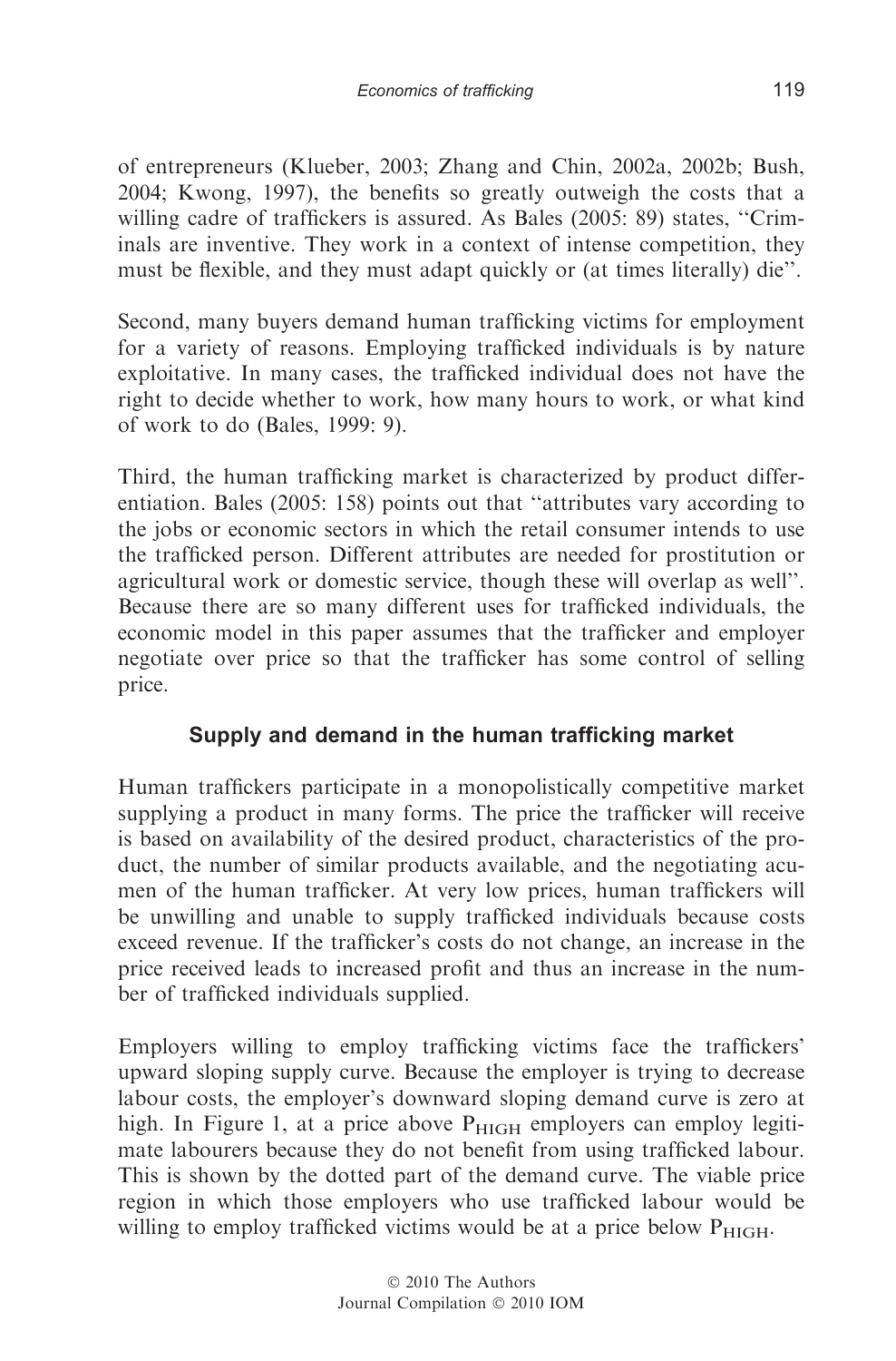of entrepreneurs (Klueber, 2003; Zhang and Chin, 2002a, 2002b; Bush, 2004; Kwong, 1997), the benefits so greatly outweigh the costs that a willing cadre of traffickers is assured. As Bales (2005: 89) states, "Criminals are inventive. They work in a context of intense competition, they must be flexible, and they must adapt quickly or (at times literally) die".

Second, many buyers demand human trafficking victims for employment for a variety of reasons. Employing trafficked individuals is by nature exploitative. In many cases, the trafficked individual does not have the right to decide whether to work, how many hours to work, or what kind of work to do (Bales, 1999: 9).

Third, the human trafficking market is characterized by product differentiation. Bales (2005: 158) points out that "attributes vary according to the jobs or economic sectors in which the retail consumer intends to use the trafficked person. Different attributes are needed for prostitution or agricultural work or domestic service, though these will overlap as well". Because there are so many different uses for trafficked individuals, the economic model in this paper assumes that the trafficker and employer negotiate over price so that the trafficker has some control of selling price.

## Supply and demand in the human trafficking market

Human traffickers participate in a monopolistically competitive market supplying a product in many forms. The price the trafficker will receive is based on availability of the desired product, characteristics of the product, the number of similar products available, and the negotiating acumen of the human trafficker. At very low prices, human traffickers will be unwilling and unable to supply trafficked individuals because costs exceed revenue. If the trafficker's costs do not change, an increase in the price received leads to increased profit and thus an increase in the number of trafficked individuals supplied.

Employers willing to employ trafficking victims face the traffickers' upward sloping supply curve. Because the employer is trying to decrease labour costs, the employer's downward sloping demand curve is zero at high. In Figure 1, at a price above $P_{HIGH}$ employers can employ legitimate labourers because they do not benefit from using trafficked labour. This is shown by the dotted part of the demand curve. The viable price region in which those employers who use trafficked labour would be willing to employ trafficked victims would be at a price below $P_{HIGH}$.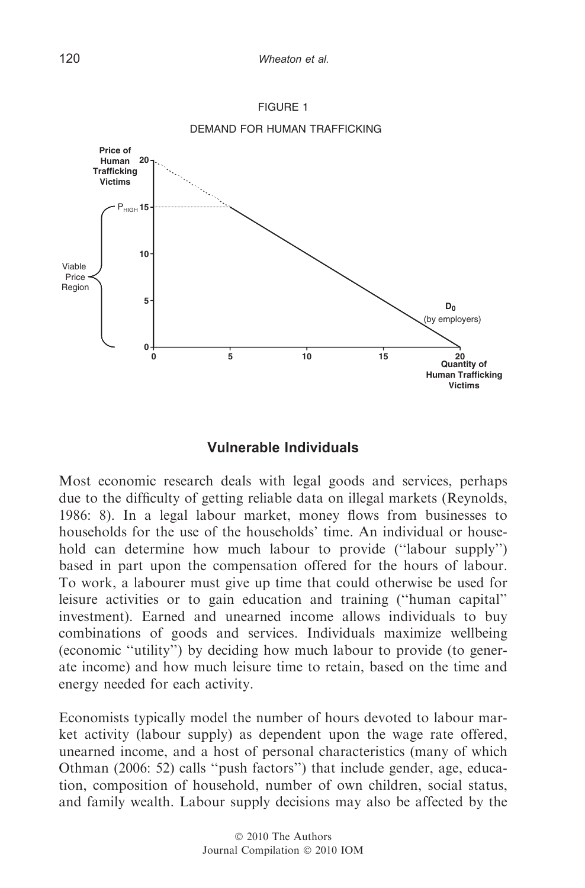FIGURE 1

DEMAND FOR HUMAN TRAFFICKING

## Vulnerable Individuals

Most economic research deals with legal goods and services, perhaps due to the difficulty of getting reliable data on illegal markets (Reynolds, 1986: 8). In a legal labour market, money flows from businesses to households for the use of the households' time. An individual or household can determine how much labour to provide (''labour supply'') based in part upon the compensation offered for the hours of labour. To work, a labourer must give up time that could otherwise be used for leisure activities or to gain education and training (''human capital'' investment). Earned and unearned income allows individuals to buy combinations of goods and services. Individuals maximize wellbeing (economic ''utility'') by deciding how much labour to provide (to generate income) and how much leisure time to retain, based on the time and energy needed for each activity.

Economists typically model the number of hours devoted to labour market activity (labour supply) as dependent upon the wage rate offered, unearned income, and a host of personal characteristics (many of which Othman (2006: 52) calls ''push factors'') that include gender, age, education, composition of household, number of own children, social status, and family wealth. Labour supply decisions may also be affected by the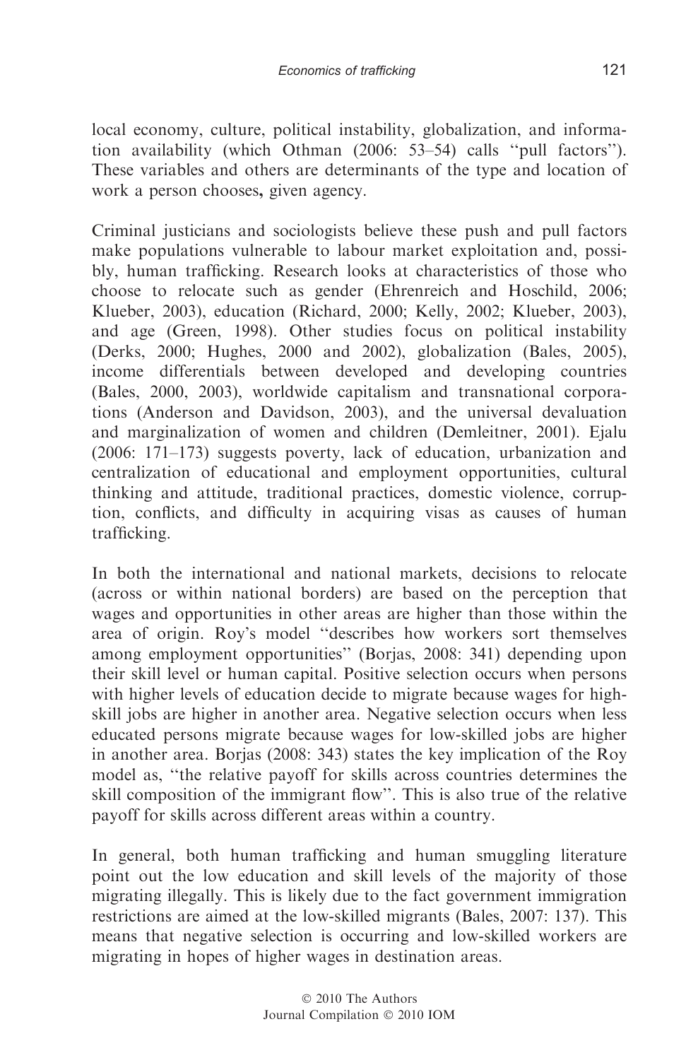local economy, culture, political instability, globalization, and information availability (which Othman (2006: 53–54) calls ‘‘pull factors’’). These variables and others are determinants of the type and location of work a person chooses, given agency.

Criminal justicians and sociologists believe these push and pull factors make populations vulnerable to labour market exploitation and, possibly, human trafficking. Research looks at characteristics of those who choose to relocate such as gender (Ehrenreich and Hoschild, 2006; Klueber, 2003), education (Richard, 2000; Kelly, 2002; Klueber, 2003), and age (Green, 1998). Other studies focus on political instability (Derks, 2000; Hughes, 2000 and 2002), globalization (Bales, 2005), income differentials between developed and developing countries (Bales, 2000, 2003), worldwide capitalism and transnational corporations (Anderson and Davidson, 2003), and the universal devaluation and marginalization of women and children (Demleitner, 2001). Ejalu (2006: 171–173) suggests poverty, lack of education, urbanization and centralization of educational and employment opportunities, cultural thinking and attitude, traditional practices, domestic violence, corruption, conflicts, and difficulty in acquiring visas as causes of human trafficking.

In both the international and national markets, decisions to relocate (across or within national borders) are based on the perception that wages and opportunities in other areas are higher than those within the area of origin. Roy’s model ‘‘describes how workers sort themselves among employment opportunities’’ (Borjas, 2008: 341) depending upon their skill level or human capital. Positive selection occurs when persons with higher levels of education decide to migrate because wages for high-skill jobs are higher in another area. Negative selection occurs when less educated persons migrate because wages for low-skilled jobs are higher in another area. Borjas (2008: 343) states the key implication of the Roy model as, ‘‘the relative payoff for skills across countries determines the skill composition of the immigrant flow’’. This is also true of the relative payoff for skills across different areas within a country.

In general, both human trafficking and human smuggling literature point out the low education and skill levels of the majority of those migrating illegally. This is likely due to the fact government immigration restrictions are aimed at the low-skilled migrants (Bales, 2007: 137). This means that negative selection is occurring and low-skilled workers are migrating in hopes of higher wages in destination areas.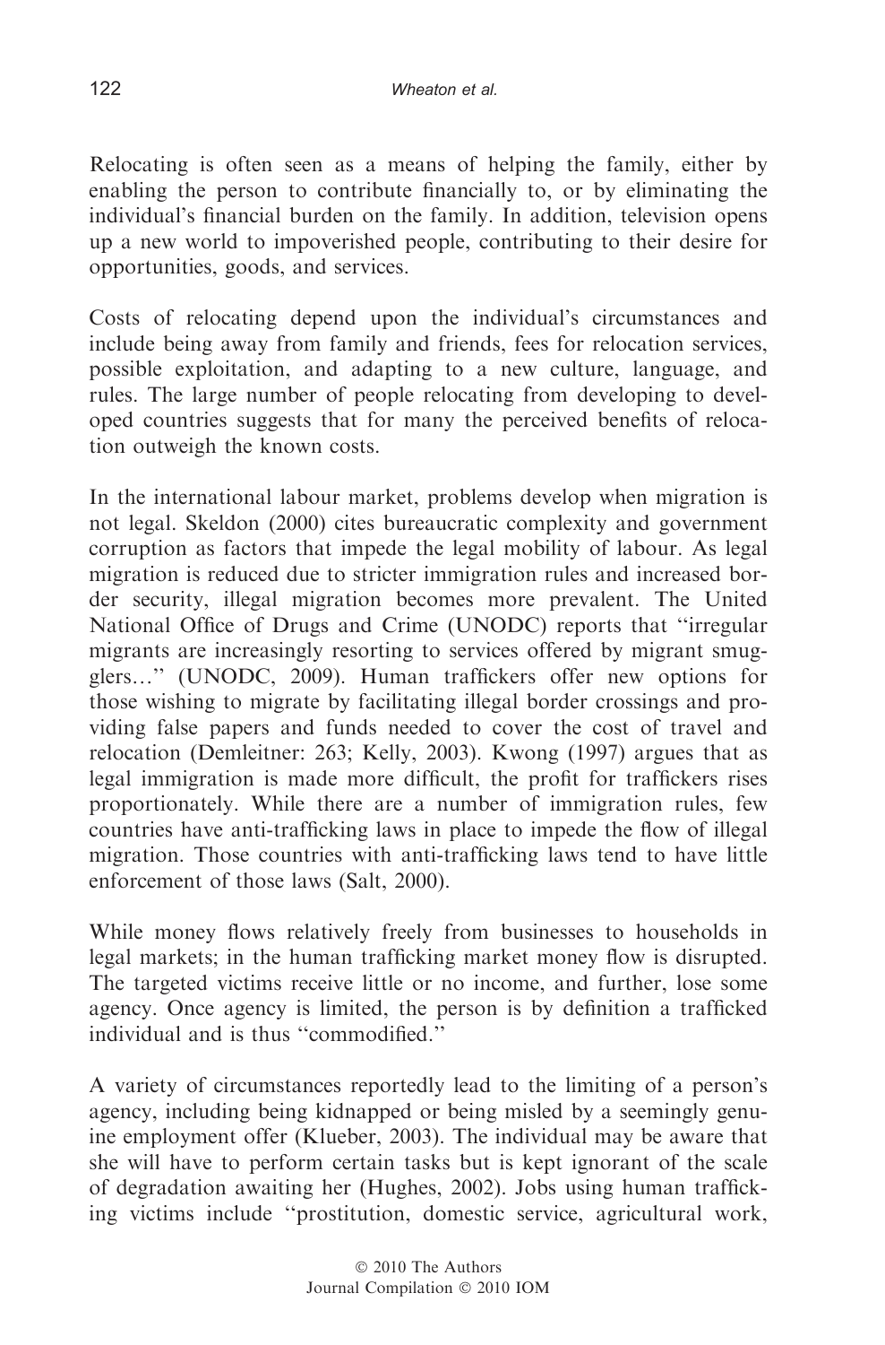Relocating is often seen as a means of helping the family, either by enabling the person to contribute financially to, or by eliminating the individual's financial burden on the family. In addition, television opens up a new world to impoverished people, contributing to their desire for opportunities, goods, and services.

Costs of relocating depend upon the individual's circumstances and include being away from family and friends, fees for relocation services, possible exploitation, and adapting to a new culture, language, and rules. The large number of people relocating from developing to developed countries suggests that for many the perceived benefits of relocation outweigh the known costs.

In the international labour market, problems develop when migration is not legal. Skeldon (2000) cites bureaucratic complexity and government corruption as factors that impede the legal mobility of labour. As legal migration is reduced due to stricter immigration rules and increased border security, illegal migration becomes more prevalent. The United National Office of Drugs and Crime (UNODC) reports that "irregular migrants are increasingly resorting to services offered by migrant smugglers…" (UNODC, 2009). Human traffickers offer new options for those wishing to migrate by facilitating illegal border crossings and providing false papers and funds needed to cover the cost of travel and relocation (Demleitner: 263; Kelly, 2003). Kwong (1997) argues that as legal immigration is made more difficult, the profit for traffickers rises proportionately. While there are a number of immigration rules, few countries have anti-trafficking laws in place to impede the flow of illegal migration. Those countries with anti-trafficking laws tend to have little enforcement of those laws (Salt, 2000).

While money flows relatively freely from businesses to households in legal markets; in the human trafficking market money flow is disrupted. The targeted victims receive little or no income, and further, lose some agency. Once agency is limited, the person is by definition a trafficked individual and is thus "commodified."

A variety of circumstances reportedly lead to the limiting of a person's agency, including being kidnapped or being misled by a seemingly genuine employment offer (Klueber, 2003). The individual may be aware that she will have to perform certain tasks but is kept ignorant of the scale of degradation awaiting her (Hughes, 2002). Jobs using human trafficking victims include "prostitution, domestic service, agricultural work,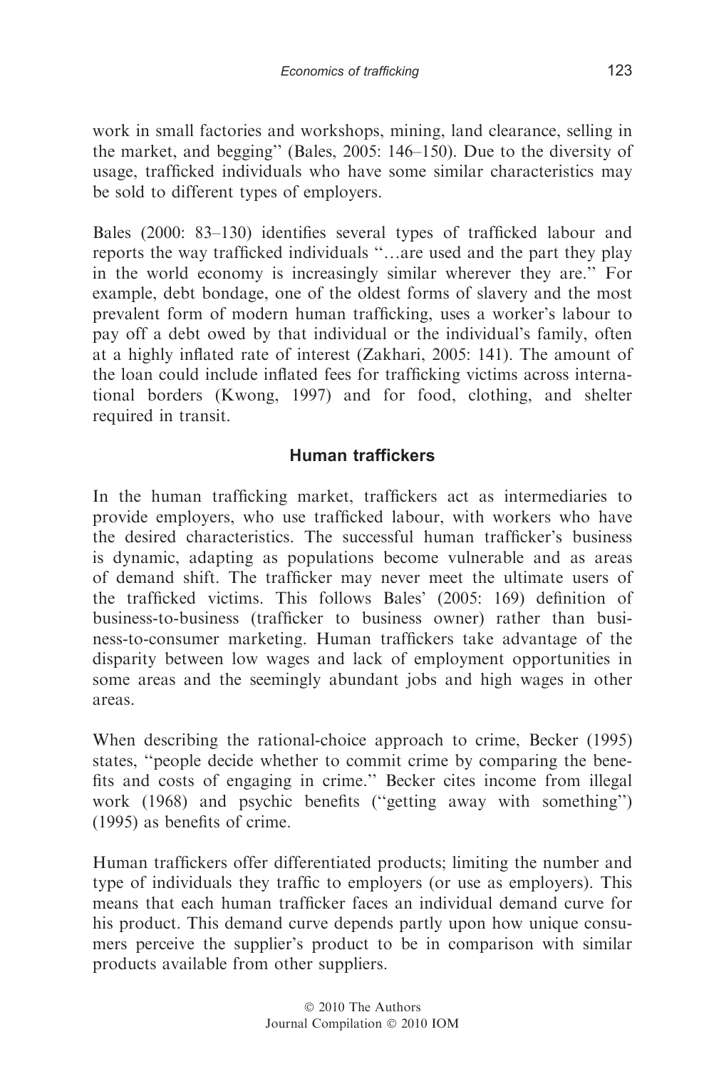work in small factories and workshops, mining, land clearance, selling in the market, and begging" (Bales, 2005: 146–150). Due to the diversity of usage, trafficked individuals who have some similar characteristics may be sold to different types of employers.

Bales (2000: 83–130) identifies several types of trafficked labour and reports the way trafficked individuals "…are used and the part they play in the world economy is increasingly similar wherever they are." For example, debt bondage, one of the oldest forms of slavery and the most prevalent form of modern human trafficking, uses a worker's labour to pay off a debt owed by that individual or the individual's family, often at a highly inflated rate of interest (Zakhari, 2005: 141). The amount of the loan could include inflated fees for trafficking victims across international borders (Kwong, 1997) and for food, clothing, and shelter required in transit.

## Human traffickers

In the human trafficking market, traffickers act as intermediaries to provide employers, who use trafficked labour, with workers who have the desired characteristics. The successful human trafficker's business is dynamic, adapting as populations become vulnerable and as areas of demand shift. The trafficker may never meet the ultimate users of the trafficked victims. This follows Bales' (2005: 169) definition of business-to-business (trafficker to business owner) rather than business-to-consumer marketing. Human traffickers take advantage of the disparity between low wages and lack of employment opportunities in some areas and the seemingly abundant jobs and high wages in other areas.

When describing the rational-choice approach to crime, Becker (1995) states, "people decide whether to commit crime by comparing the benefits and costs of engaging in crime." Becker cites income from illegal work (1968) and psychic benefits ("getting away with something") (1995) as benefits of crime.

Human traffickers offer differentiated products; limiting the number and type of individuals they traffic to employers (or use as employers). This means that each human trafficker faces an individual demand curve for his product. This demand curve depends partly upon how unique consumers perceive the supplier's product to be in comparison with similar products available from other suppliers.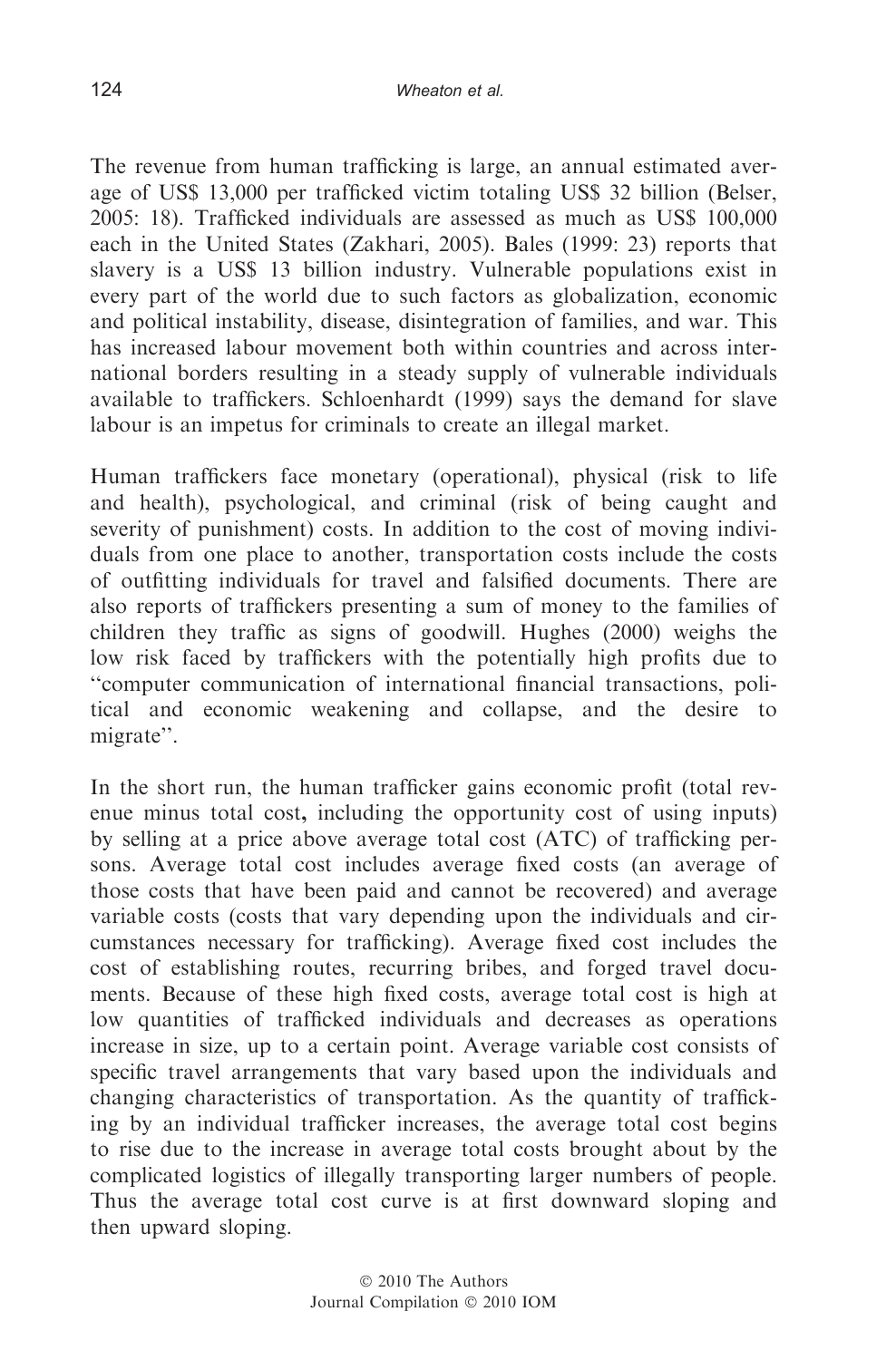The revenue from human trafficking is large, an annual estimated average of US$ 13,000 per trafficked victim totaling US$ 32 billion (Belser, 2005: 18). Trafficked individuals are assessed as much as US$ 100,000 each in the United States (Zakhari, 2005). Bales (1999: 23) reports that slavery is a US$ 13 billion industry. Vulnerable populations exist in every part of the world due to such factors as globalization, economic and political instability, disease, disintegration of families, and war. This has increased labour movement both within countries and across international borders resulting in a steady supply of vulnerable individuals available to traffickers. Schloenhardt (1999) says the demand for slave labour is an impetus for criminals to create an illegal market.

Human traffickers face monetary (operational), physical (risk to life and health), psychological, and criminal (risk of being caught and severity of punishment) costs. In addition to the cost of moving individuals from one place to another, transportation costs include the costs of outfitting individuals for travel and falsified documents. There are also reports of traffickers presenting a sum of money to the families of children they traffic as signs of goodwill. Hughes (2000) weighs the low risk faced by traffickers with the potentially high profits due to "computer communication of international financial transactions, political and economic weakening and collapse, and the desire to migrate".

In the short run, the human trafficker gains economic profit (total revenue minus total cost**,** including the opportunity cost of using inputs) by selling at a price above average total cost (ATC) of trafficking persons. Average total cost includes average fixed costs (an average of those costs that have been paid and cannot be recovered) and average variable costs (costs that vary depending upon the individuals and circumstances necessary for trafficking). Average fixed cost includes the cost of establishing routes, recurring bribes, and forged travel documents. Because of these high fixed costs, average total cost is high at low quantities of trafficked individuals and decreases as operations increase in size, up to a certain point. Average variable cost consists of specific travel arrangements that vary based upon the individuals and changing characteristics of transportation. As the quantity of trafficking by an individual trafficker increases, the average total cost begins to rise due to the increase in average total costs brought about by the complicated logistics of illegally transporting larger numbers of people. Thus the average total cost curve is at first downward sloping and then upward sloping.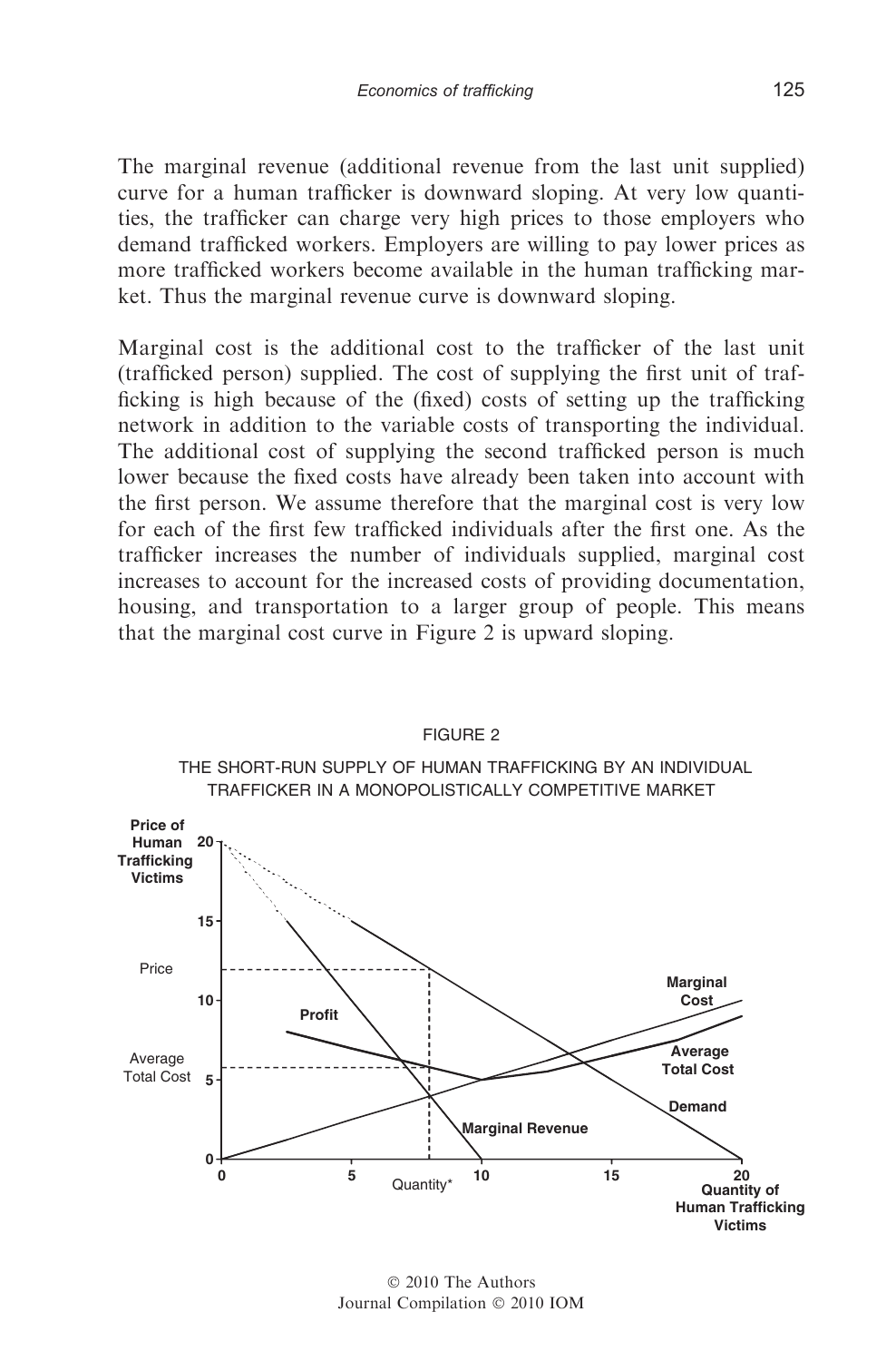The marginal revenue (additional revenue from the last unit supplied) curve for a human trafficker is downward sloping. At very low quantities, the trafficker can charge very high prices to those employers who demand trafficked workers. Employers are willing to pay lower prices as more trafficked workers become available in the human trafficking market. Thus the marginal revenue curve is downward sloping.

Marginal cost is the additional cost to the trafficker of the last unit (trafficked person) supplied. The cost of supplying the first unit of trafficking is high because of the (fixed) costs of setting up the trafficking network in addition to the variable costs of transporting the individual. The additional cost of supplying the second trafficked person is much lower because the fixed costs have already been taken into account with the first person. We assume therefore that the marginal cost is very low for each of the first few trafficked individuals after the first one. As the trafficker increases the number of individuals supplied, marginal cost increases to account for the increased costs of providing documentation, housing, and transportation to a larger group of people. This means that the marginal cost curve in Figure 2 is upward sloping.

FIGURE 2

THE SHORT-RUN SUPPLY OF HUMAN TRAFFICKING BY AN INDIVIDUAL TRAFFICKER IN A MONOPOLISTICALLY COMPETITIVE MARKET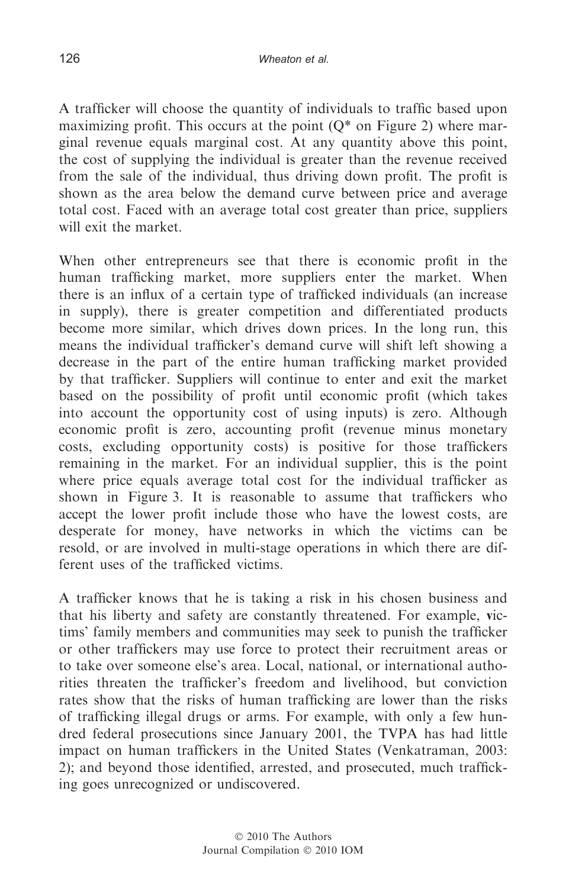A trafficker will choose the quantity of individuals to traffic based upon maximizing profit. This occurs at the point ($Q^*$ on Figure 2) where marginal revenue equals marginal cost. At any quantity above this point, the cost of supplying the individual is greater than the revenue received from the sale of the individual, thus driving down profit. The profit is shown as the area below the demand curve between price and average total cost. Faced with an average total cost greater than price, suppliers will exit the market.

When other entrepreneurs see that there is economic profit in the human trafficking market, more suppliers enter the market. When there is an influx of a certain type of trafficked individuals (an increase in supply), there is greater competition and differentiated products become more similar, which drives down prices. In the long run, this means the individual trafficker's demand curve will shift left showing a decrease in the part of the entire human trafficking market provided by that trafficker. Suppliers will continue to enter and exit the market based on the possibility of profit until economic profit (which takes into account the opportunity cost of using inputs) is zero. Although economic profit is zero, accounting profit (revenue minus monetary costs, excluding opportunity costs) is positive for those traffickers remaining in the market. For an individual supplier, this is the point where price equals average total cost for the individual trafficker as shown in Figure 3. It is reasonable to assume that traffickers who accept the lower profit include those who have the lowest costs, are desperate for money, have networks in which the victims can be resold, or are involved in multi-stage operations in which there are different uses of the trafficked victims.

A trafficker knows that he is taking a risk in his chosen business and that his liberty and safety are constantly threatened. For example, victims' family members and communities may seek to punish the trafficker or other traffickers may use force to protect their recruitment areas or to take over someone else's area. Local, national, or international authorities threaten the trafficker's freedom and livelihood, but conviction rates show that the risks of human trafficking are lower than the risks of trafficking illegal drugs or arms. For example, with only a few hundred federal prosecutions since January 2001, the TVPA has had little impact on human traffickers in the United States (Venkatraman, 2003: 2); and beyond those identified, arrested, and prosecuted, much trafficking goes unrecognized or undiscovered.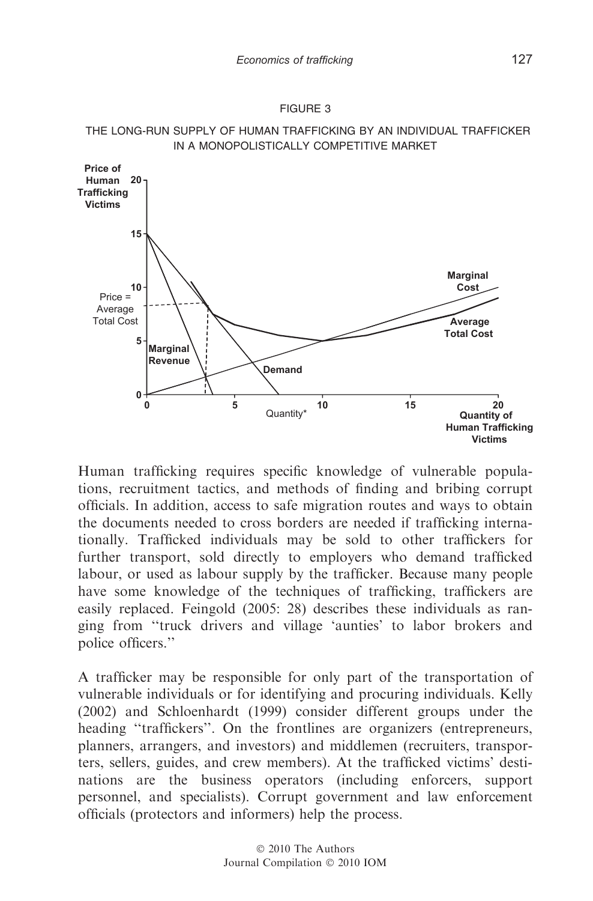FIGURE 3

THE LONG-RUN SUPPLY OF HUMAN TRAFFICKING BY AN INDIVIDUAL TRAFFICKER IN A MONOPOLISTICALLY COMPETITIVE MARKET

Human trafficking requires specific knowledge of vulnerable populations, recruitment tactics, and methods of finding and bribing corrupt officials. In addition, access to safe migration routes and ways to obtain the documents needed to cross borders are needed if trafficking internationally. Trafficked individuals may be sold to other traffickers for further transport, sold directly to employers who demand trafficked labour, or used as labour supply by the trafficker. Because many people have some knowledge of the techniques of trafficking, traffickers are easily replaced. Feingold (2005: 28) describes these individuals as ranging from "truck drivers and village 'aunties' to labor brokers and police officers."

A trafficker may be responsible for only part of the transportation of vulnerable individuals or for identifying and procuring individuals. Kelly (2002) and Schloenhardt (1999) consider different groups under the heading "traffickers". On the frontlines are organizers (entrepreneurs, planners, arrangers, and investors) and middlemen (recruiters, transporters, sellers, guides, and crew members). At the trafficked victims' destinations are the business operators (including enforcers, support personnel, and specialists). Corrupt government and law enforcement officials (protectors and informers) help the process.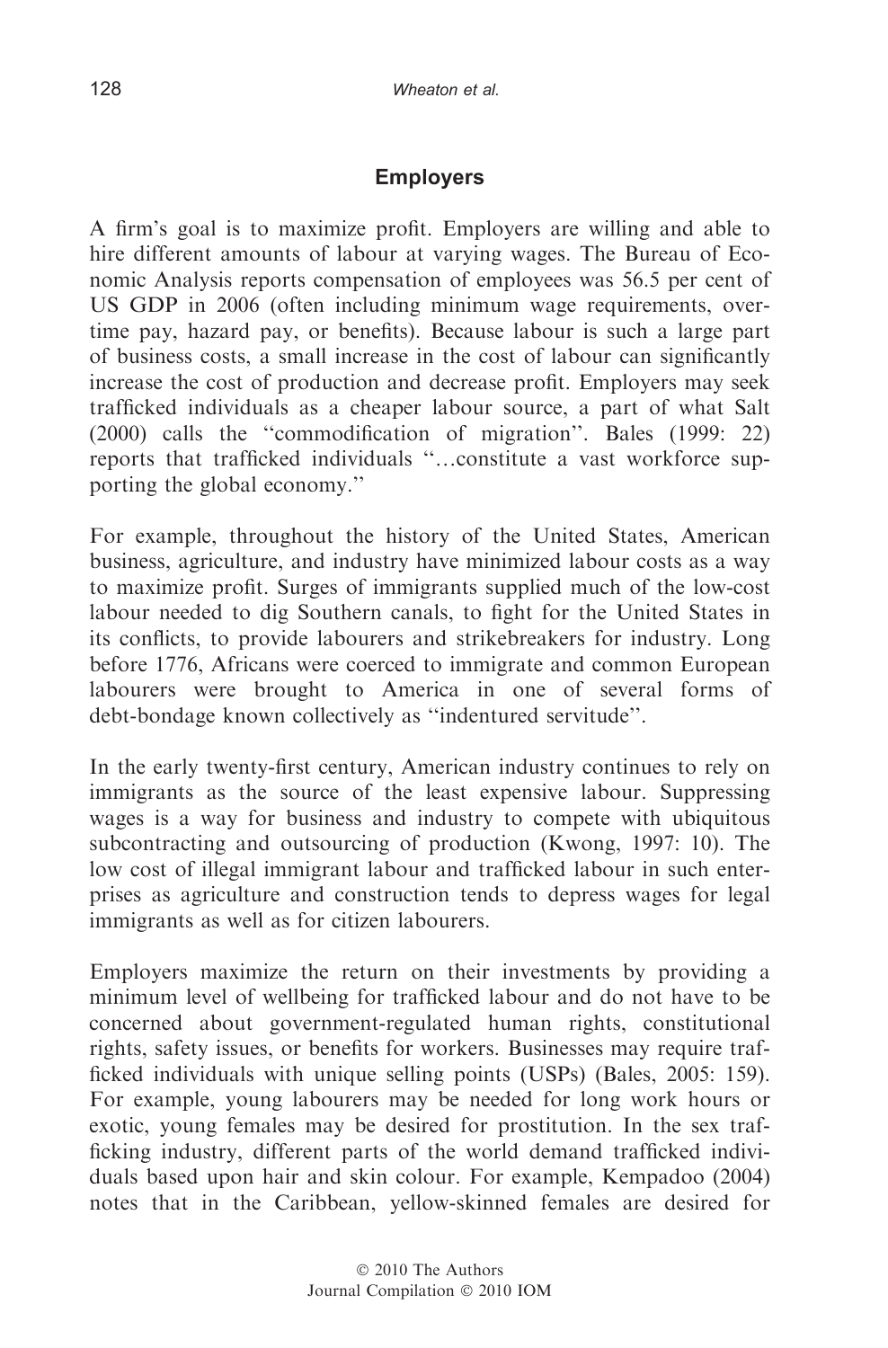## Employers

A firm's goal is to maximize profit. Employers are willing and able to hire different amounts of labour at varying wages. The Bureau of Economic Analysis reports compensation of employees was 56.5 per cent of US GDP in 2006 (often including minimum wage requirements, overtime pay, hazard pay, or benefits). Because labour is such a large part of business costs, a small increase in the cost of labour can significantly increase the cost of production and decrease profit. Employers may seek trafficked individuals as a cheaper labour source, a part of what Salt (2000) calls the "commodification of migration". Bales (1999: 22) reports that trafficked individuals "…constitute a vast workforce supporting the global economy."

For example, throughout the history of the United States, American business, agriculture, and industry have minimized labour costs as a way to maximize profit. Surges of immigrants supplied much of the low-cost labour needed to dig Southern canals, to fight for the United States in its conflicts, to provide labourers and strikebreakers for industry. Long before 1776, Africans were coerced to immigrate and common European labourers were brought to America in one of several forms of debt-bondage known collectively as "indentured servitude".

In the early twenty-first century, American industry continues to rely on immigrants as the source of the least expensive labour. Suppressing wages is a way for business and industry to compete with ubiquitous subcontracting and outsourcing of production (Kwong, 1997: 10). The low cost of illegal immigrant labour and trafficked labour in such enterprises as agriculture and construction tends to depress wages for legal immigrants as well as for citizen labourers.

Employers maximize the return on their investments by providing a minimum level of wellbeing for trafficked labour and do not have to be concerned about government-regulated human rights, constitutional rights, safety issues, or benefits for workers. Businesses may require trafficked individuals with unique selling points (USPs) (Bales, 2005: 159). For example, young labourers may be needed for long work hours or exotic, young females may be desired for prostitution. In the sex trafficking industry, different parts of the world demand trafficked individuals based upon hair and skin colour. For example, Kempadoo (2004) notes that in the Caribbean, yellow-skinned females are desired for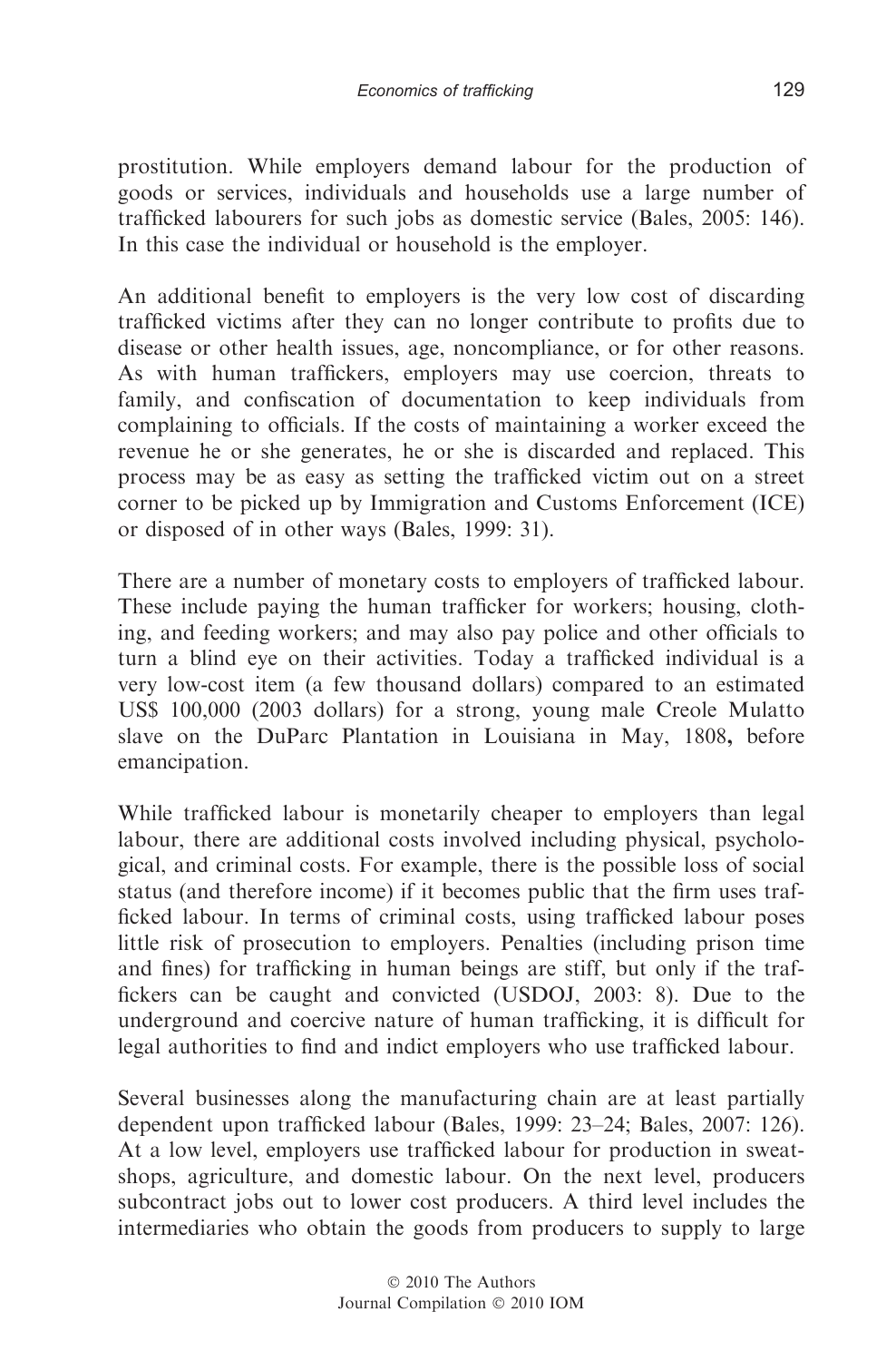prostitution. While employers demand labour for the production of goods or services, individuals and households use a large number of trafficked labourers for such jobs as domestic service (Bales, 2005: 146). In this case the individual or household is the employer.

An additional benefit to employers is the very low cost of discarding trafficked victims after they can no longer contribute to profits due to disease or other health issues, age, noncompliance, or for other reasons. As with human traffickers, employers may use coercion, threats to family, and confiscation of documentation to keep individuals from complaining to officials. If the costs of maintaining a worker exceed the revenue he or she generates, he or she is discarded and replaced. This process may be as easy as setting the trafficked victim out on a street corner to be picked up by Immigration and Customs Enforcement (ICE) or disposed of in other ways (Bales, 1999: 31).

There are a number of monetary costs to employers of trafficked labour. These include paying the human trafficker for workers; housing, clothing, and feeding workers; and may also pay police and other officials to turn a blind eye on their activities. Today a trafficked individual is a very low-cost item (a few thousand dollars) compared to an estimated US$ 100,000 (2003 dollars) for a strong, young male Creole Mulatto slave on the DuParc Plantation in Louisiana in May, 1808**,** before emancipation.

While trafficked labour is monetarily cheaper to employers than legal labour, there are additional costs involved including physical, psychological, and criminal costs. For example, there is the possible loss of social status (and therefore income) if it becomes public that the firm uses trafficked labour. In terms of criminal costs, using trafficked labour poses little risk of prosecution to employers. Penalties (including prison time and fines) for trafficking in human beings are stiff, but only if the traffickers can be caught and convicted (USDOJ, 2003: 8). Due to the underground and coercive nature of human trafficking, it is difficult for legal authorities to find and indict employers who use trafficked labour.

Several businesses along the manufacturing chain are at least partially dependent upon trafficked labour (Bales, 1999: 23–24; Bales, 2007: 126). At a low level, employers use trafficked labour for production in sweatshops, agriculture, and domestic labour. On the next level, producers subcontract jobs out to lower cost producers. A third level includes the intermediaries who obtain the goods from producers to supply to large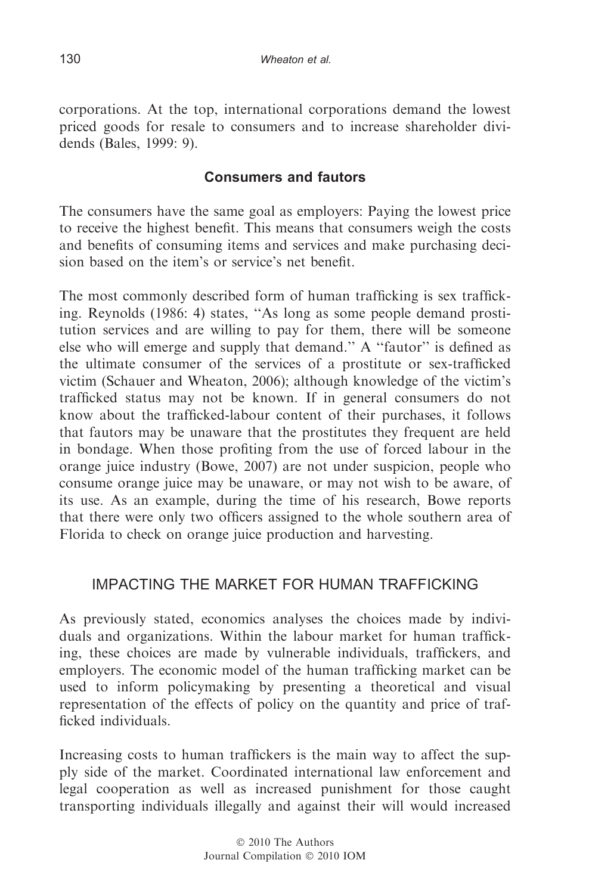corporations. At the top, international corporations demand the lowest priced goods for resale to consumers and to increase shareholder dividends (Bales, 1999: 9).

### Consumers and fautors

The consumers have the same goal as employers: Paying the lowest price to receive the highest benefit. This means that consumers weigh the costs and benefits of consuming items and services and make purchasing decision based on the item's or service's net benefit.

The most commonly described form of human trafficking is sex trafficking. Reynolds (1986: 4) states, ''As long as some people demand prostitution services and are willing to pay for them, there will be someone else who will emerge and supply that demand.'' A ''fautor'' is defined as the ultimate consumer of the services of a prostitute or sex-trafficked victim (Schauer and Wheaton, 2006); although knowledge of the victim's trafficked status may not be known. If in general consumers do not know about the trafficked-labour content of their purchases, it follows that fautors may be unaware that the prostitutes they frequent are held in bondage. When those profiting from the use of forced labour in the orange juice industry (Bowe, 2007) are not under suspicion, people who consume orange juice may be unaware, or may not wish to be aware, of its use. As an example, during the time of his research, Bowe reports that there were only two officers assigned to the whole southern area of Florida to check on orange juice production and harvesting.

## IMPACTING THE MARKET FOR HUMAN TRAFFICKING

As previously stated, economics analyses the choices made by individuals and organizations. Within the labour market for human trafficking, these choices are made by vulnerable individuals, traffickers, and employers. The economic model of the human trafficking market can be used to inform policymaking by presenting a theoretical and visual representation of the effects of policy on the quantity and price of trafficked individuals.

Increasing costs to human traffickers is the main way to affect the supply side of the market. Coordinated international law enforcement and legal cooperation as well as increased punishment for those caught transporting individuals illegally and against their will would increased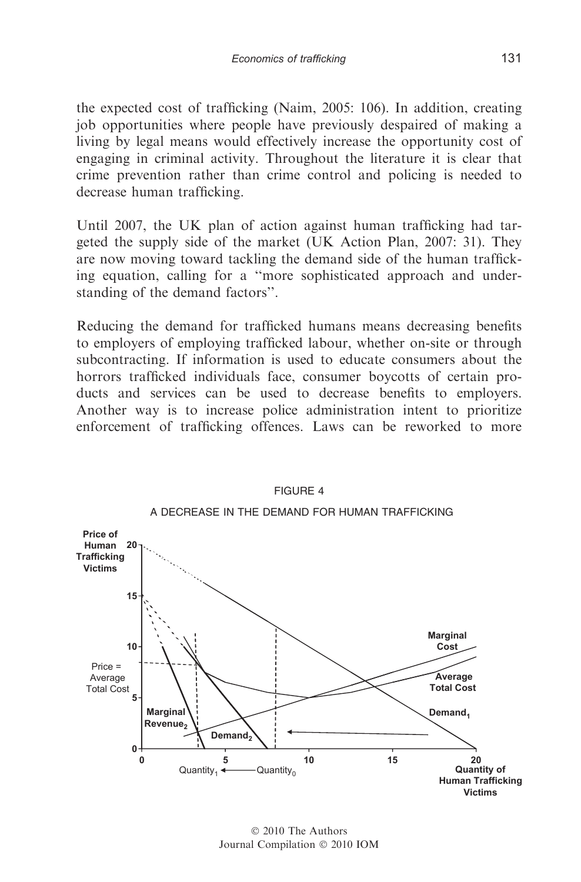the expected cost of trafficking (Naim, 2005: 106). In addition, creating job opportunities where people have previously despaired of making a living by legal means would effectively increase the opportunity cost of engaging in criminal activity. Throughout the literature it is clear that crime prevention rather than crime control and policing is needed to decrease human trafficking.

Until 2007, the UK plan of action against human trafficking had targeted the supply side of the market (UK Action Plan, 2007: 31). They are now moving toward tackling the demand side of the human trafficking equation, calling for a "more sophisticated approach and understanding of the demand factors".

Reducing the demand for trafficked humans means decreasing benefits to employers of employing trafficked labour, whether on-site or through subcontracting. If information is used to educate consumers about the horrors trafficked individuals face, consumer boycotts of certain products and services can be used to decrease benefits to employers. Another way is to increase police administration intent to prioritize enforcement of trafficking offences. Laws can be reworked to more

FIGURE 4

A DECREASE IN THE DEMAND FOR HUMAN TRAFFICKING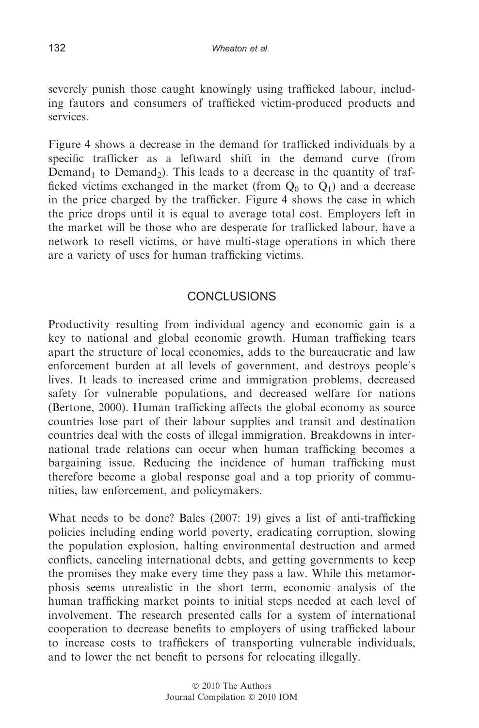severely punish those caught knowingly using trafficked labour, including fautors and consumers of trafficked victim-produced products and services.

Figure 4 shows a decrease in the demand for trafficked individuals by a specific trafficker as a leftward shift in the demand curve (from $\text{Demand}_1$ to $\text{Demand}_2$). This leads to a decrease in the quantity of trafficked victims exchanged in the market (from $Q_0$ to $Q_1$) and a decrease in the price charged by the trafficker. Figure 4 shows the case in which the price drops until it is equal to average total cost. Employers left in the market will be those who are desperate for trafficked labour, have a network to resell victims, or have multi-stage operations in which there are a variety of uses for human trafficking victims.

## CONCLUSIONS

Productivity resulting from individual agency and economic gain is a key to national and global economic growth. Human trafficking tears apart the structure of local economies, adds to the bureaucratic and law enforcement burden at all levels of government, and destroys people's lives. It leads to increased crime and immigration problems, decreased safety for vulnerable populations, and decreased welfare for nations (Bertone, 2000). Human trafficking affects the global economy as source countries lose part of their labour supplies and transit and destination countries deal with the costs of illegal immigration. Breakdowns in international trade relations can occur when human trafficking becomes a bargaining issue. Reducing the incidence of human trafficking must therefore become a global response goal and a top priority of communities, law enforcement, and policymakers.

What needs to be done? Bales (2007: 19) gives a list of anti-trafficking policies including ending world poverty, eradicating corruption, slowing the population explosion, halting environmental destruction and armed conflicts, canceling international debts, and getting governments to keep the promises they make every time they pass a law. While this metamorphosis seems unrealistic in the short term, economic analysis of the human trafficking market points to initial steps needed at each level of involvement. The research presented calls for a system of international cooperation to decrease benefits to employers of using trafficked labour to increase costs to traffickers of transporting vulnerable individuals, and to lower the net benefit to persons for relocating illegally.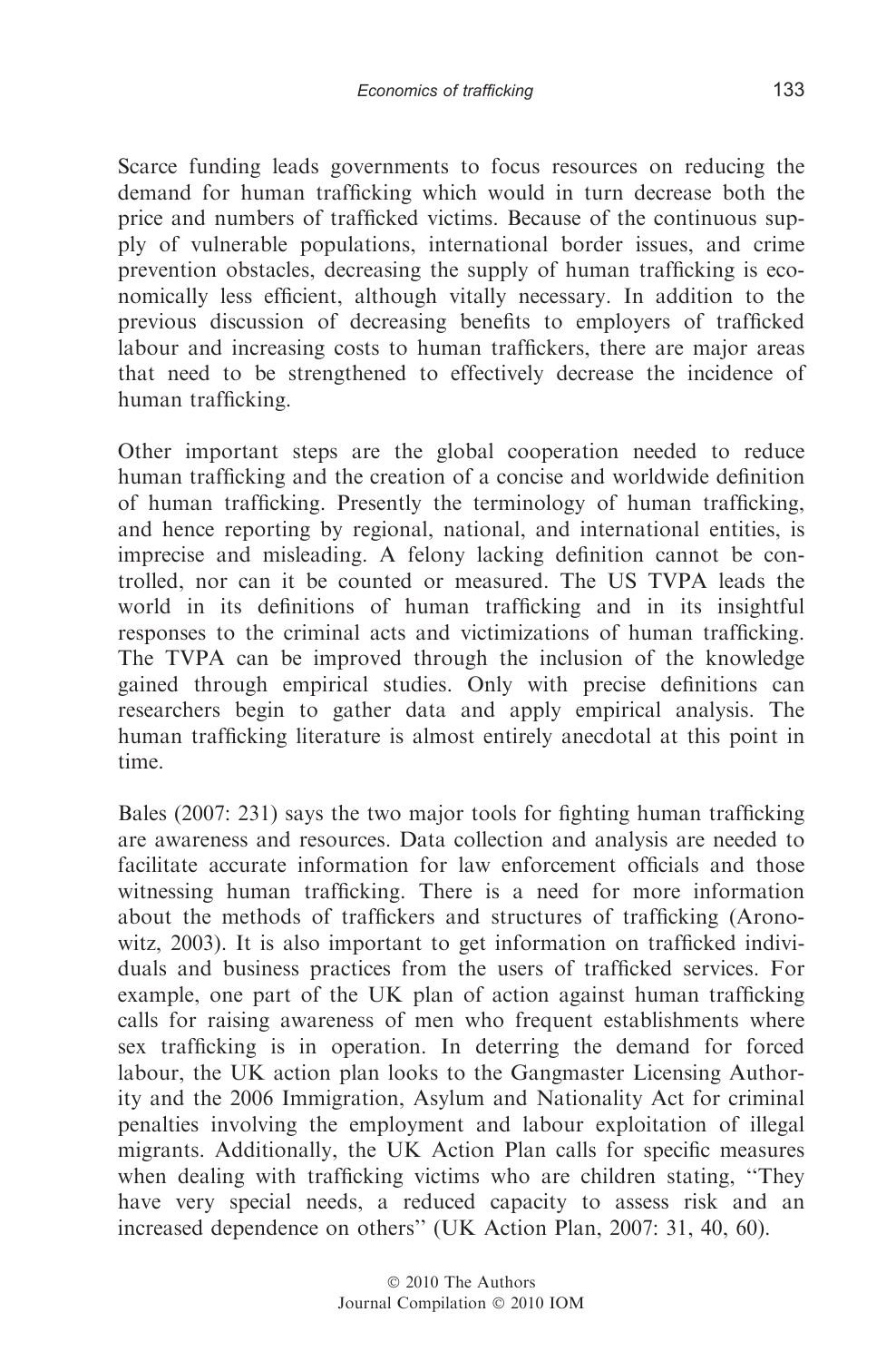Scarce funding leads governments to focus resources on reducing the demand for human trafficking which would in turn decrease both the price and numbers of trafficked victims. Because of the continuous supply of vulnerable populations, international border issues, and crime prevention obstacles, decreasing the supply of human trafficking is economically less efficient, although vitally necessary. In addition to the previous discussion of decreasing benefits to employers of trafficked labour and increasing costs to human traffickers, there are major areas that need to be strengthened to effectively decrease the incidence of human trafficking.

Other important steps are the global cooperation needed to reduce human trafficking and the creation of a concise and worldwide definition of human trafficking. Presently the terminology of human trafficking, and hence reporting by regional, national, and international entities, is imprecise and misleading. A felony lacking definition cannot be controlled, nor can it be counted or measured. The US TVPA leads the world in its definitions of human trafficking and in its insightful responses to the criminal acts and victimizations of human trafficking. The TVPA can be improved through the inclusion of the knowledge gained through empirical studies. Only with precise definitions can researchers begin to gather data and apply empirical analysis. The human trafficking literature is almost entirely anecdotal at this point in time.

Bales (2007: 231) says the two major tools for fighting human trafficking are awareness and resources. Data collection and analysis are needed to facilitate accurate information for law enforcement officials and those witnessing human trafficking. There is a need for more information about the methods of traffickers and structures of trafficking (Aronowitz, 2003). It is also important to get information on trafficked individuals and business practices from the users of trafficked services. For example, one part of the UK plan of action against human trafficking calls for raising awareness of men who frequent establishments where sex trafficking is in operation. In deterring the demand for forced labour, the UK action plan looks to the Gangmaster Licensing Authority and the 2006 Immigration, Asylum and Nationality Act for criminal penalties involving the employment and labour exploitation of illegal migrants. Additionally, the UK Action Plan calls for specific measures when dealing with trafficking victims who are children stating, "They have very special needs, a reduced capacity to assess risk and an increased dependence on others" (UK Action Plan, 2007: 31, 40, 60).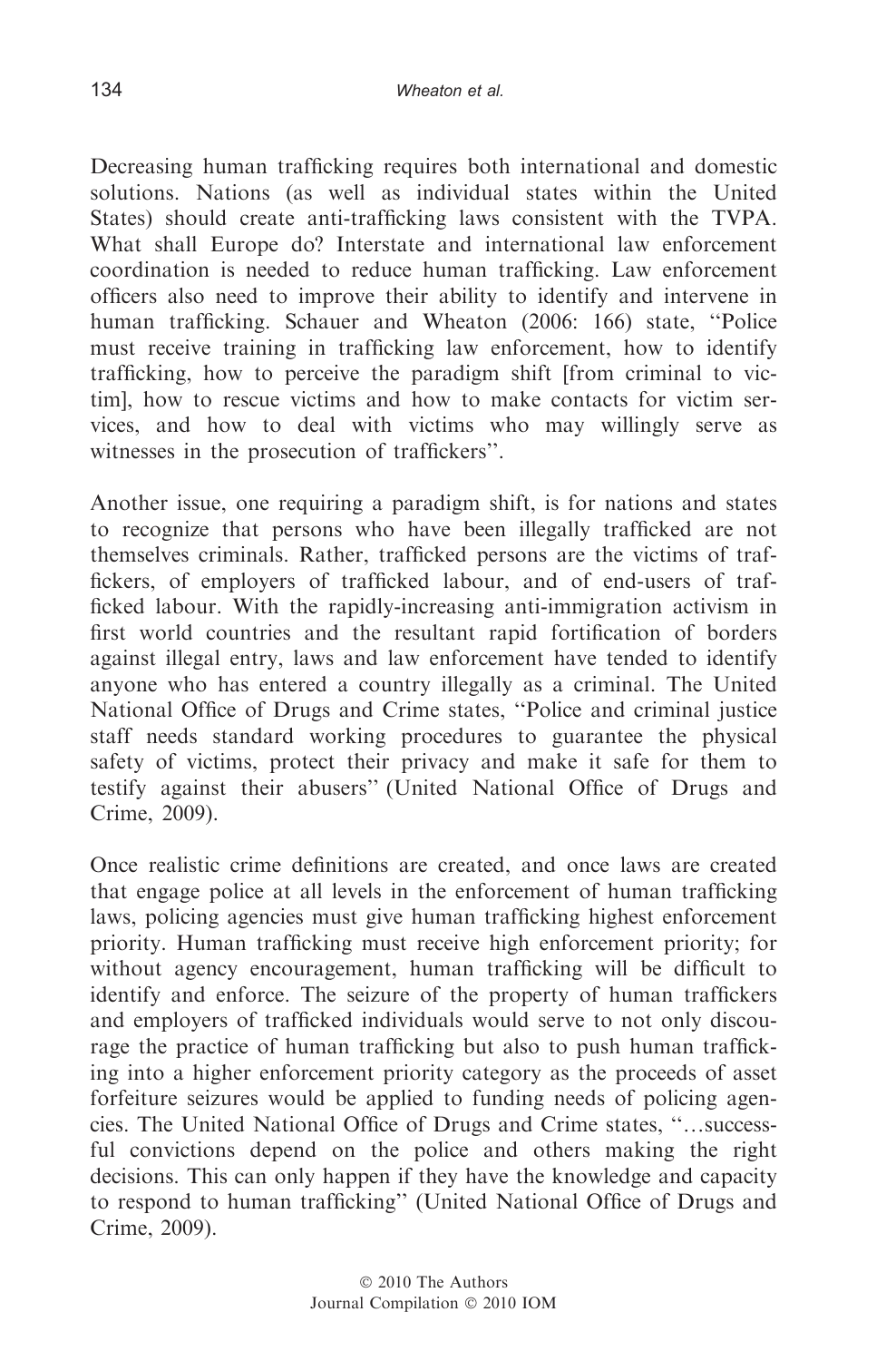Decreasing human trafficking requires both international and domestic solutions. Nations (as well as individual states within the United States) should create anti-trafficking laws consistent with the TVPA. What shall Europe do? Interstate and international law enforcement coordination is needed to reduce human trafficking. Law enforcement officers also need to improve their ability to identify and intervene in human trafficking. Schauer and Wheaton (2006: 166) state, ''Police must receive training in trafficking law enforcement, how to identify trafficking, how to perceive the paradigm shift [from criminal to victim], how to rescue victims and how to make contacts for victim services, and how to deal with victims who may willingly serve as witnesses in the prosecution of traffickers''.

Another issue, one requiring a paradigm shift, is for nations and states to recognize that persons who have been illegally trafficked are not themselves criminals. Rather, trafficked persons are the victims of traffickers, of employers of trafficked labour, and of end-users of trafficked labour. With the rapidly-increasing anti-immigration activism in first world countries and the resultant rapid fortification of borders against illegal entry, laws and law enforcement have tended to identify anyone who has entered a country illegally as a criminal. The United National Office of Drugs and Crime states, ''Police and criminal justice staff needs standard working procedures to guarantee the physical safety of victims, protect their privacy and make it safe for them to testify against their abusers'' (United National Office of Drugs and Crime, 2009).

Once realistic crime definitions are created, and once laws are created that engage police at all levels in the enforcement of human trafficking laws, policing agencies must give human trafficking highest enforcement priority. Human trafficking must receive high enforcement priority; for without agency encouragement, human trafficking will be difficult to identify and enforce. The seizure of the property of human traffickers and employers of trafficked individuals would serve to not only discourage the practice of human trafficking but also to push human trafficking into a higher enforcement priority category as the proceeds of asset forfeiture seizures would be applied to funding needs of policing agencies. The United National Office of Drugs and Crime states, ''…successful convictions depend on the police and others making the right decisions. This can only happen if they have the knowledge and capacity to respond to human trafficking'' (United National Office of Drugs and Crime, 2009).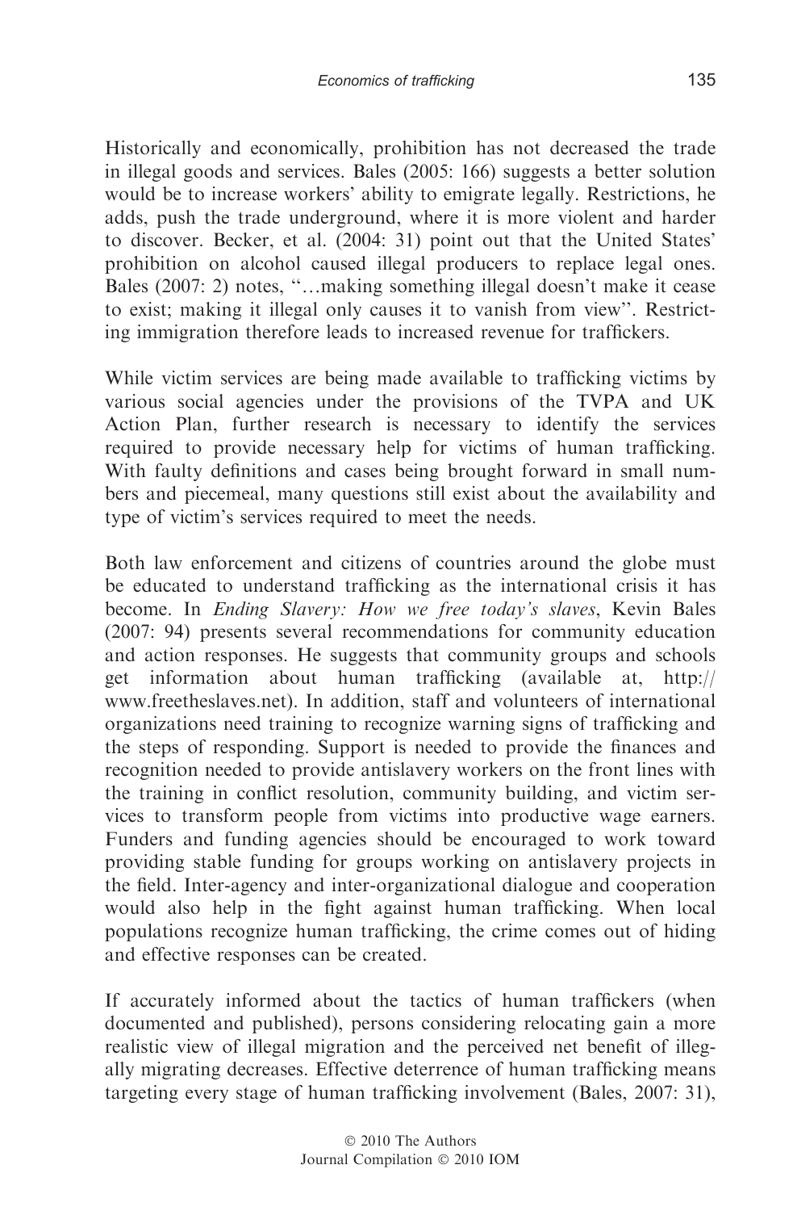Historically and economically, prohibition has not decreased the trade in illegal goods and services. Bales (2005: 166) suggests a better solution would be to increase workers' ability to emigrate legally. Restrictions, he adds, push the trade underground, where it is more violent and harder to discover. Becker, et al. (2004: 31) point out that the United States' prohibition on alcohol caused illegal producers to replace legal ones. Bales (2007: 2) notes, "…making something illegal doesn't make it cease to exist; making it illegal only causes it to vanish from view". Restricting immigration therefore leads to increased revenue for traffickers.

While victim services are being made available to trafficking victims by various social agencies under the provisions of the TVPA and UK Action Plan, further research is necessary to identify the services required to provide necessary help for victims of human trafficking. With faulty definitions and cases being brought forward in small numbers and piecemeal, many questions still exist about the availability and type of victim's services required to meet the needs.

Both law enforcement and citizens of countries around the globe must be educated to understand trafficking as the international crisis it has become. In *Ending Slavery: How we free today's slaves*, Kevin Bales (2007: 94) presents several recommendations for community education and action responses. He suggests that community groups and schools get information about human trafficking (available at, http://www.freetheslaves.net). In addition, staff and volunteers of international organizations need training to recognize warning signs of trafficking and the steps of responding. Support is needed to provide the finances and recognition needed to provide antislavery workers on the front lines with the training in conflict resolution, community building, and victim services to transform people from victims into productive wage earners. Funders and funding agencies should be encouraged to work toward providing stable funding for groups working on antislavery projects in the field. Inter-agency and inter-organizational dialogue and cooperation would also help in the fight against human trafficking. When local populations recognize human trafficking, the crime comes out of hiding and effective responses can be created.

If accurately informed about the tactics of human traffickers (when documented and published), persons considering relocating gain a more realistic view of illegal migration and the perceived net benefit of illegally migrating decreases. Effective deterrence of human trafficking means targeting every stage of human trafficking involvement (Bales, 2007: 31),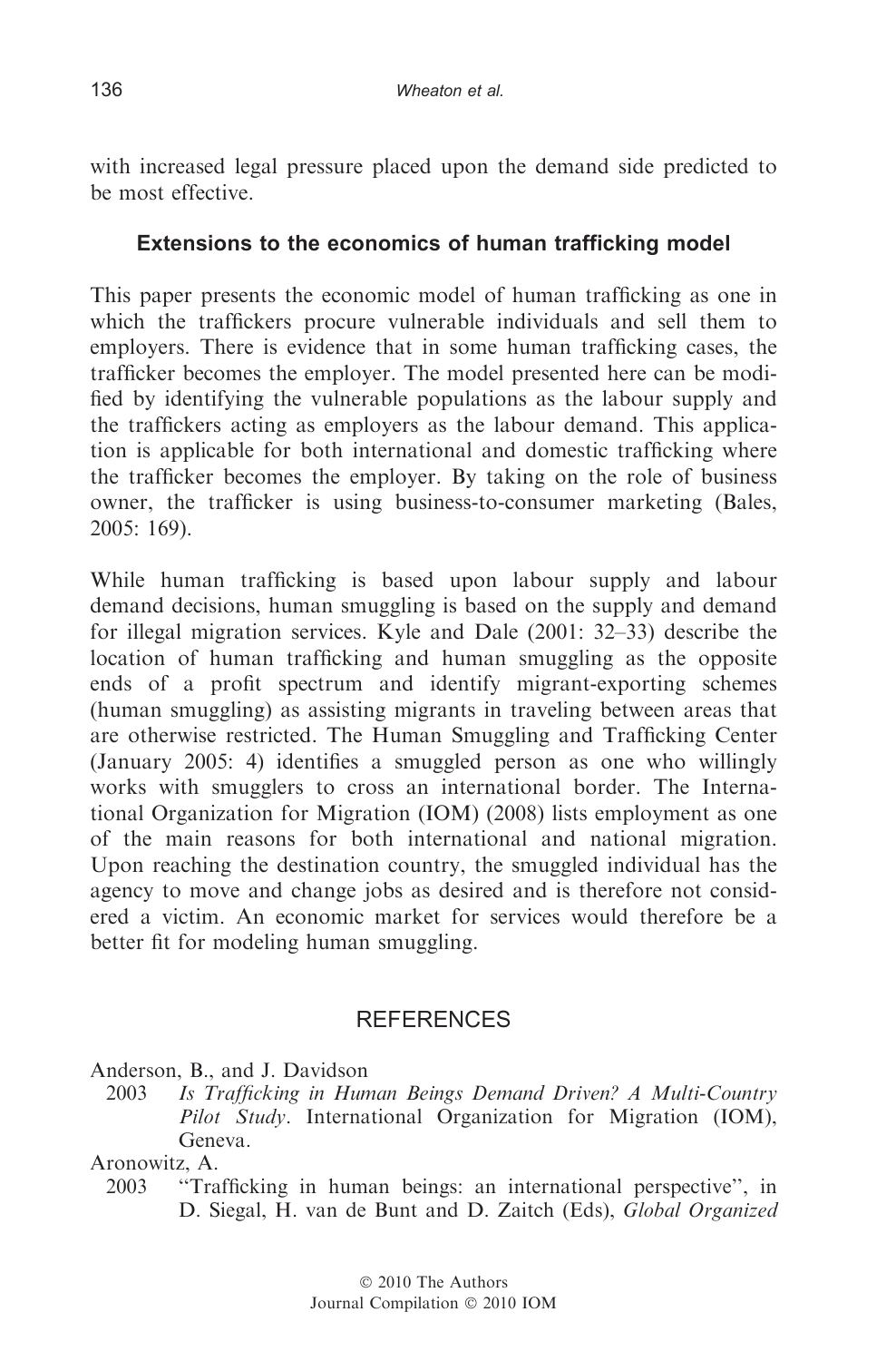with increased legal pressure placed upon the demand side predicted to be most effective.

## Extensions to the economics of human trafficking model

This paper presents the economic model of human trafficking as one in which the traffickers procure vulnerable individuals and sell them to employers. There is evidence that in some human trafficking cases, the trafficker becomes the employer. The model presented here can be modified by identifying the vulnerable populations as the labour supply and the traffickers acting as employers as the labour demand. This application is applicable for both international and domestic trafficking where the trafficker becomes the employer. By taking on the role of business owner, the trafficker is using business-to-consumer marketing (Bales, 2005: 169).

While human trafficking is based upon labour supply and labour demand decisions, human smuggling is based on the supply and demand for illegal migration services. Kyle and Dale (2001: 32–33) describe the location of human trafficking and human smuggling as the opposite ends of a profit spectrum and identify migrant-exporting schemes (human smuggling) as assisting migrants in traveling between areas that are otherwise restricted. The Human Smuggling and Trafficking Center (January 2005: 4) identifies a smuggled person as one who willingly works with smugglers to cross an international border. The International Organization for Migration (IOM) (2008) lists employment as one of the main reasons for both international and national migration. Upon reaching the destination country, the smuggled individual has the agency to move and change jobs as desired and is therefore not considered a victim. An economic market for services would therefore be a better fit for modeling human smuggling.

## REFERENCES

Anderson, B., and J. Davidson
2003 *Is Trafficking in Human Beings Demand Driven? A Multi-Country Pilot Study*. International Organization for Migration (IOM), Geneva.

Aronowitz, A.
2003 "Trafficking in human beings: an international perspective", in D. Siegal, H. van de Bunt and D. Zaitch (Eds), *Global Organized*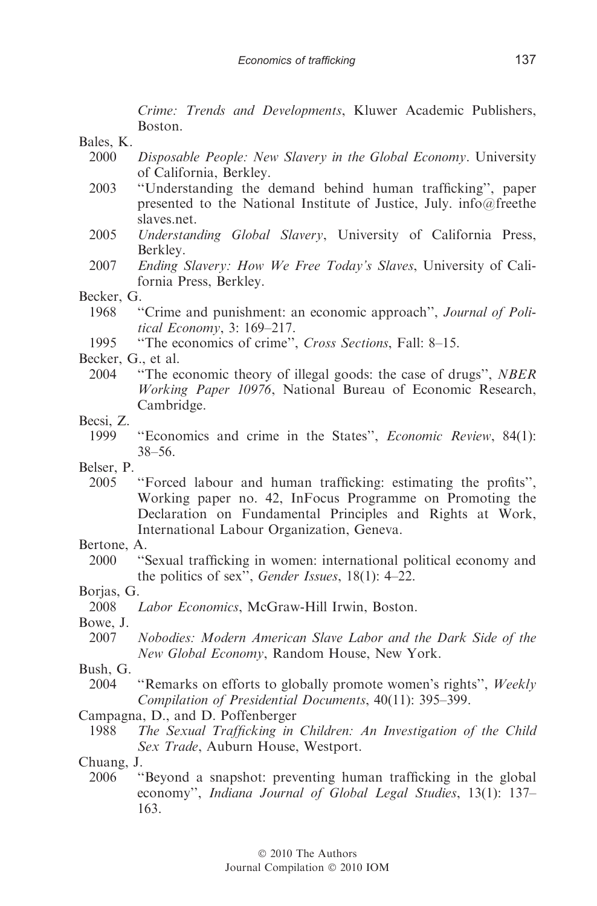*Crime: Trends and Developments*, Kluwer Academic Publishers, Boston.

Bales, K.

2000 *Disposable People: New Slavery in the Global Economy*. University of California, Berkley.

2003 "Understanding the demand behind human trafficking", paper presented to the National Institute of Justice, July. info@freetheslaves.net.

2005 *Understanding Global Slavery*, University of California Press, Berkley.

2007 *Ending Slavery: How We Free Today's Slaves*, University of California Press, Berkley.

Becker, G.

1968 "Crime and punishment: an economic approach", *Journal of Political Economy*, 3: 169–217.

1995 "The economics of crime", *Cross Sections*, Fall: 8–15.

Becker, G., et al.

2004 "The economic theory of illegal goods: the case of drugs", *NBER Working Paper 10976*, National Bureau of Economic Research, Cambridge.

Becsi, Z.

1999 "Economics and crime in the States", *Economic Review*, 84(1): 38–56.

Belser, P.

2005 "Forced labour and human trafficking: estimating the profits", Working paper no. 42, InFocus Programme on Promoting the Declaration on Fundamental Principles and Rights at Work, International Labour Organization, Geneva.

Bertone, A.

2000 "Sexual trafficking in women: international political economy and the politics of sex", *Gender Issues*, 18(1): 4–22.

Borjas, G.

2008 *Labor Economics*, McGraw-Hill Irwin, Boston.

Bowe, J.

2007 *Nobodies: Modern American Slave Labor and the Dark Side of the New Global Economy*, Random House, New York.

Bush, G.

2004 "Remarks on efforts to globally promote women's rights", *Weekly Compilation of Presidential Documents*, 40(11): 395–399.

Campagna, D., and D. Poffenberger

1988 *The Sexual Trafficking in Children: An Investigation of the Child Sex Trade*, Auburn House, Westport.

Chuang, J.

2006 "Beyond a snapshot: preventing human trafficking in the global economy", *Indiana Journal of Global Legal Studies*, 13(1): 137–163.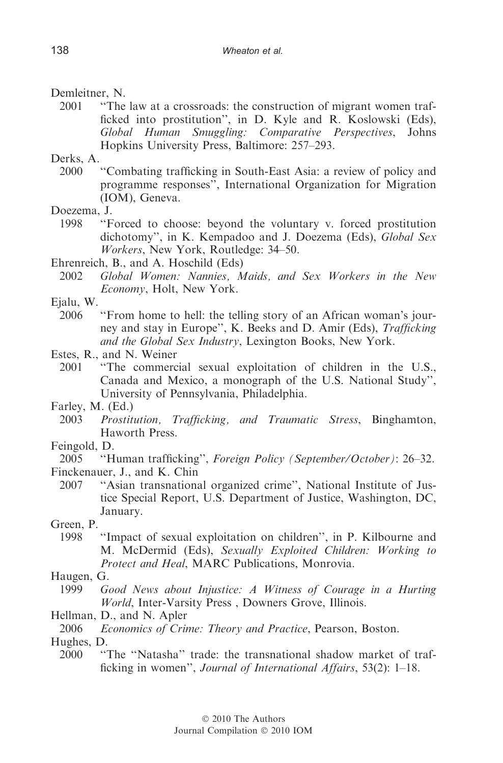Demleitner, N.

2001 "The law at a crossroads: the construction of migrant women trafficked into prostitution", in D. Kyle and R. Koslowski (Eds), *Global Human Smuggling: Comparative Perspectives*, Johns Hopkins University Press, Baltimore: 257–293.

Derks, A.

2000 "Combating trafficking in South-East Asia: a review of policy and programme responses", International Organization for Migration (IOM), Geneva.

Doezema, J.

1998 "Forced to choose: beyond the voluntary v. forced prostitution dichotomy", in K. Kempadoo and J. Doezema (Eds), *Global Sex Workers*, New York, Routledge: 34–50.

Ehrenreich, B., and A. Hoschild (Eds)

2002 *Global Women: Nannies, Maids, and Sex Workers in the New Economy*, Holt, New York.

Ejalu, W.

2006 "From home to hell: the telling story of an African woman's journey and stay in Europe", K. Beeks and D. Amir (Eds), *Trafficking and the Global Sex Industry*, Lexington Books, New York.

Estes, R., and N. Weiner

2001 "The commercial sexual exploitation of children in the U.S., Canada and Mexico, a monograph of the U.S. National Study", University of Pennsylvania, Philadelphia.

Farley, M. (Ed.)

2003 *Prostitution, Trafficking, and Traumatic Stress*, Binghamton, Haworth Press.

Feingold, D.

2005 "Human trafficking", *Foreign Policy (September/October)*: 26–32.

Finckenauer, J., and K. Chin

2007 "Asian transnational organized crime", National Institute of Justice Special Report, U.S. Department of Justice, Washington, DC, January.

Green, P.

1998 "Impact of sexual exploitation on children", in P. Kilbourne and M. McDermid (Eds), *Sexually Exploited Children: Working to Protect and Heal*, MARC Publications, Monrovia.

Haugen, G.

1999 *Good News about Injustice: A Witness of Courage in a Hurting World*, Inter-Varsity Press , Downers Grove, Illinois.

Hellman, D., and N. Apler

2006 *Economics of Crime: Theory and Practice*, Pearson, Boston.

Hughes, D.

2000 "The "Natasha" trade: the transnational shadow market of trafficking in women", *Journal of International Affairs*, 53(2): 1–18.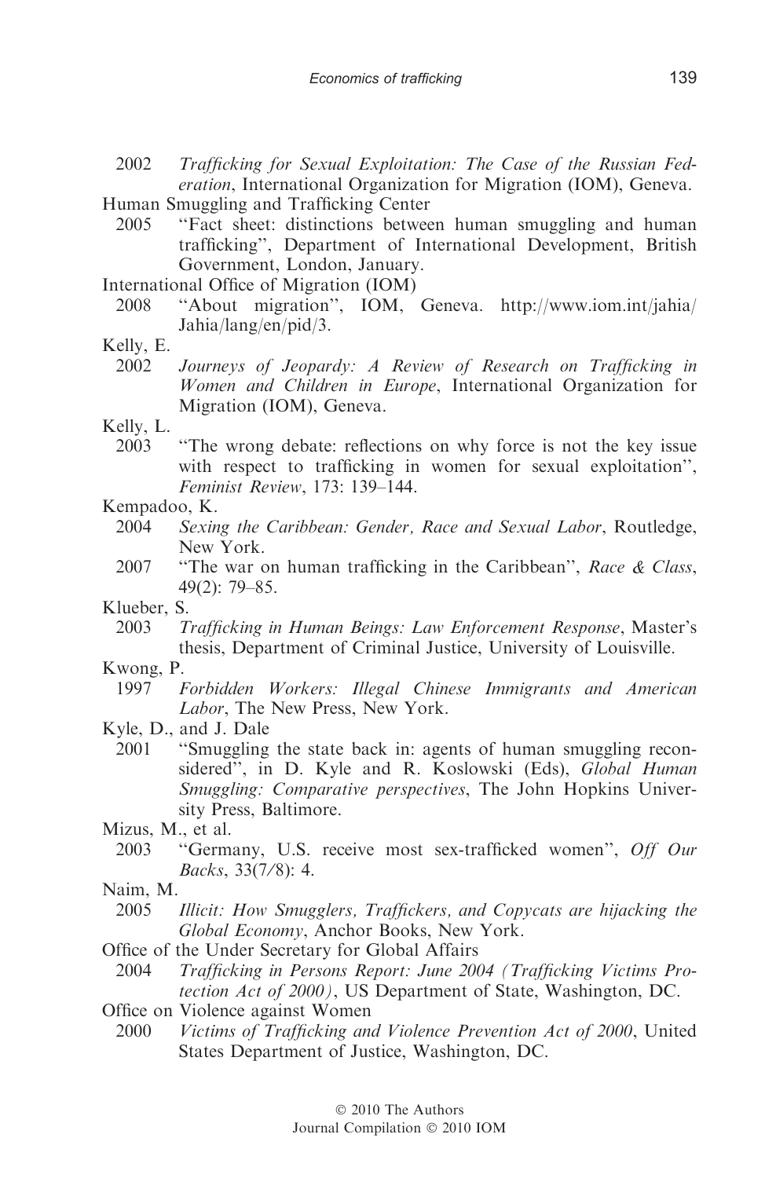2002 *Trafficking for Sexual Exploitation: The Case of the Russian Federation*, International Organization for Migration (IOM), Geneva.

Human Smuggling and Trafficking Center

2005 "Fact sheet: distinctions between human smuggling and human trafficking", Department of International Development, British Government, London, January.

International Office of Migration (IOM)

2008 "About migration", IOM, Geneva. http://www.iom.int/jahia/Jahia/lang/en/pid/3.

Kelly, E.

2002 *Journeys of Jeopardy: A Review of Research on Trafficking in Women and Children in Europe*, International Organization for Migration (IOM), Geneva.

Kelly, L.

2003 "The wrong debate: reflections on why force is not the key issue with respect to trafficking in women for sexual exploitation", *Feminist Review*, 173: 139–144.

Kempadoo, K.

2004 *Sexing the Caribbean: Gender, Race and Sexual Labor*, Routledge, New York.

2007 "The war on human trafficking in the Caribbean", *Race & Class*, 49(2): 79–85.

Klueber, S.

2003 *Trafficking in Human Beings: Law Enforcement Response*, Master's thesis, Department of Criminal Justice, University of Louisville.

Kwong, P.

1997 *Forbidden Workers: Illegal Chinese Immigrants and American Labor*, The New Press, New York.

Kyle, D., and J. Dale

2001 "Smuggling the state back in: agents of human smuggling reconsidered", in D. Kyle and R. Koslowski (Eds), *Global Human Smuggling: Comparative perspectives*, The John Hopkins University Press, Baltimore.

Mizus, M., et al.

2003 "Germany, U.S. receive most sex-trafficked women", *Off Our Backs*, 33(7/8): 4.

Naim, M.

2005 *Illicit: How Smugglers, Traffickers, and Copycats are hijacking the Global Economy*, Anchor Books, New York.

Office of the Under Secretary for Global Affairs

2004 *Trafficking in Persons Report: June 2004 (Trafficking Victims Protection Act of 2000)*, US Department of State, Washington, DC.

Office on Violence against Women

2000 *Victims of Trafficking and Violence Prevention Act of 2000*, United States Department of Justice, Washington, DC.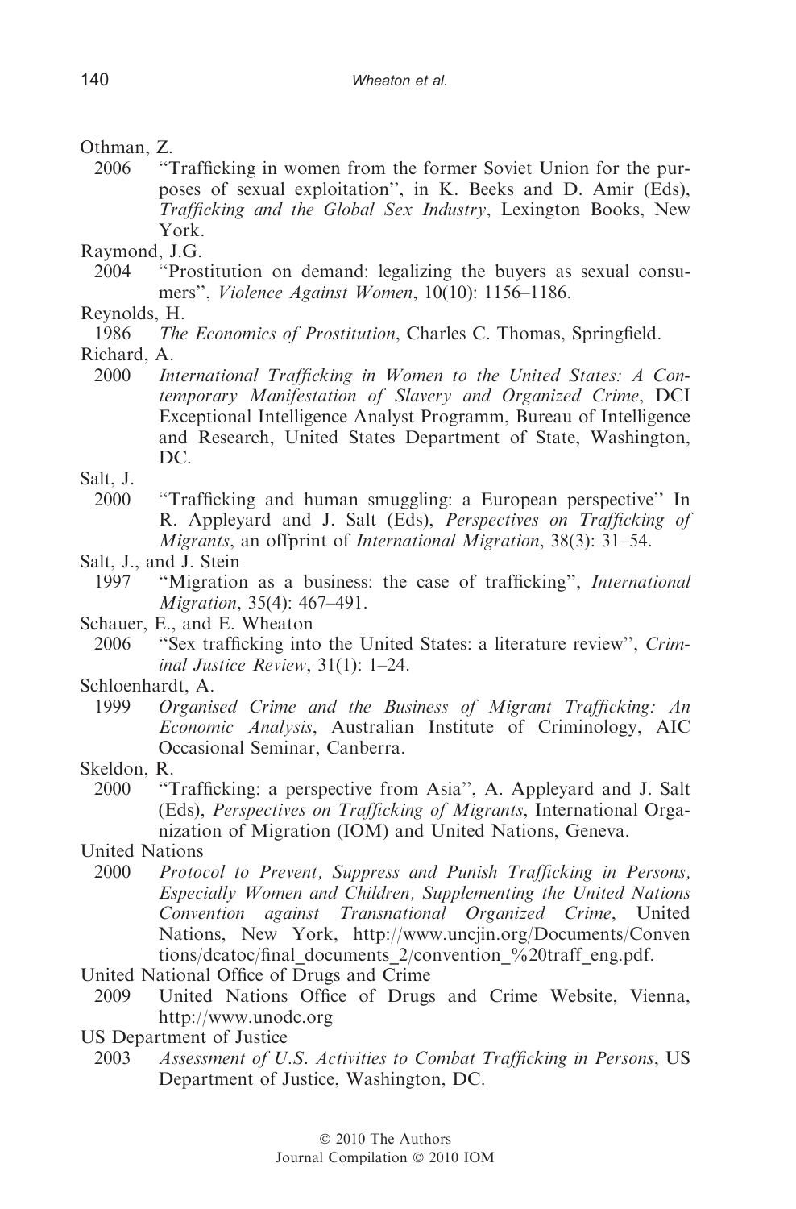Othman, Z.

2006 "Trafficking in women from the former Soviet Union for the purposes of sexual exploitation", in K. Beeks and D. Amir (Eds), *Trafficking and the Global Sex Industry*, Lexington Books, New York.

Raymond, J.G.

2004 "Prostitution on demand: legalizing the buyers as sexual consumers", *Violence Against Women*, 10(10): 1156–1186.

Reynolds, H.

1986 *The Economics of Prostitution*, Charles C. Thomas, Springfield.

Richard, A.

2000 *International Trafficking in Women to the United States: A Contemporary Manifestation of Slavery and Organized Crime*, DCI Exceptional Intelligence Analyst Programm, Bureau of Intelligence and Research, United States Department of State, Washington, DC.

Salt, J.

2000 "Trafficking and human smuggling: a European perspective" In R. Appleyard and J. Salt (Eds), *Perspectives on Trafficking of Migrants*, an offprint of *International Migration*, 38(3): 31–54.

Salt, J., and J. Stein

1997 "Migration as a business: the case of trafficking", *International Migration*, 35(4): 467–491.

Schauer, E., and E. Wheaton

2006 "Sex trafficking into the United States: a literature review", *Criminal Justice Review*, 31(1): 1–24.

Schloenhardt, A.

1999 *Organised Crime and the Business of Migrant Trafficking: An Economic Analysis*, Australian Institute of Criminology, AIC Occasional Seminar, Canberra.

Skeldon, R.

2000 "Trafficking: a perspective from Asia", A. Appleyard and J. Salt (Eds), *Perspectives on Trafficking of Migrants*, International Organization of Migration (IOM) and United Nations, Geneva.

United Nations

2000 *Protocol to Prevent, Suppress and Punish Trafficking in Persons, Especially Women and Children, Supplementing the United Nations Convention against Transnational Organized Crime*, United Nations, New York, http://www.uncjin.org/Documents/Conventions/dcatoc/final_documents_2/convention_%20traff_eng.pdf.

United National Office of Drugs and Crime

2009 United Nations Office of Drugs and Crime Website, Vienna, http://www.unodc.org

US Department of Justice

2003 *Assessment of U.S. Activities to Combat Trafficking in Persons*, US Department of Justice, Washington, DC.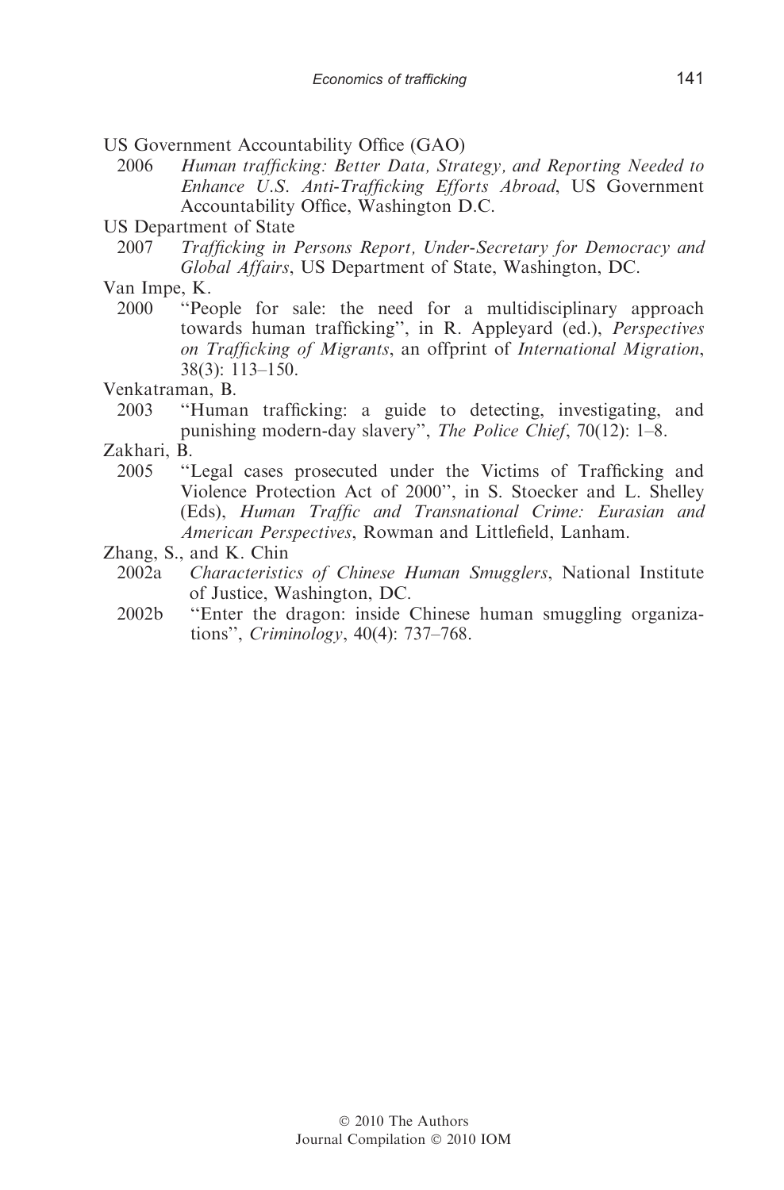US Government Accountability Office (GAO)

2006 *Human trafficking: Better Data, Strategy, and Reporting Needed to Enhance U.S. Anti-Trafficking Efforts Abroad*, US Government Accountability Office, Washington D.C.

US Department of State

2007 *Trafficking in Persons Report, Under-Secretary for Democracy and Global Affairs*, US Department of State, Washington, DC.

Van Impe, K.

2000 "People for sale: the need for a multidisciplinary approach towards human trafficking", in R. Appleyard (ed.), *Perspectives on Trafficking of Migrants*, an offprint of *International Migration*, 38(3): 113–150.

Venkatraman, B.

2003 "Human trafficking: a guide to detecting, investigating, and punishing modern-day slavery", *The Police Chief*, 70(12): 1–8.

Zakhari, B.

2005 "Legal cases prosecuted under the Victims of Trafficking and Violence Protection Act of 2000", in S. Stoecker and L. Shelley (Eds), *Human Traffic and Transnational Crime: Eurasian and American Perspectives*, Rowman and Littlefield, Lanham.

Zhang, S., and K. Chin

2002a *Characteristics of Chinese Human Smugglers*, National Institute of Justice, Washington, DC.

2002b "Enter the dragon: inside Chinese human smuggling organizations", *Criminology*, 40(4): 737–768.